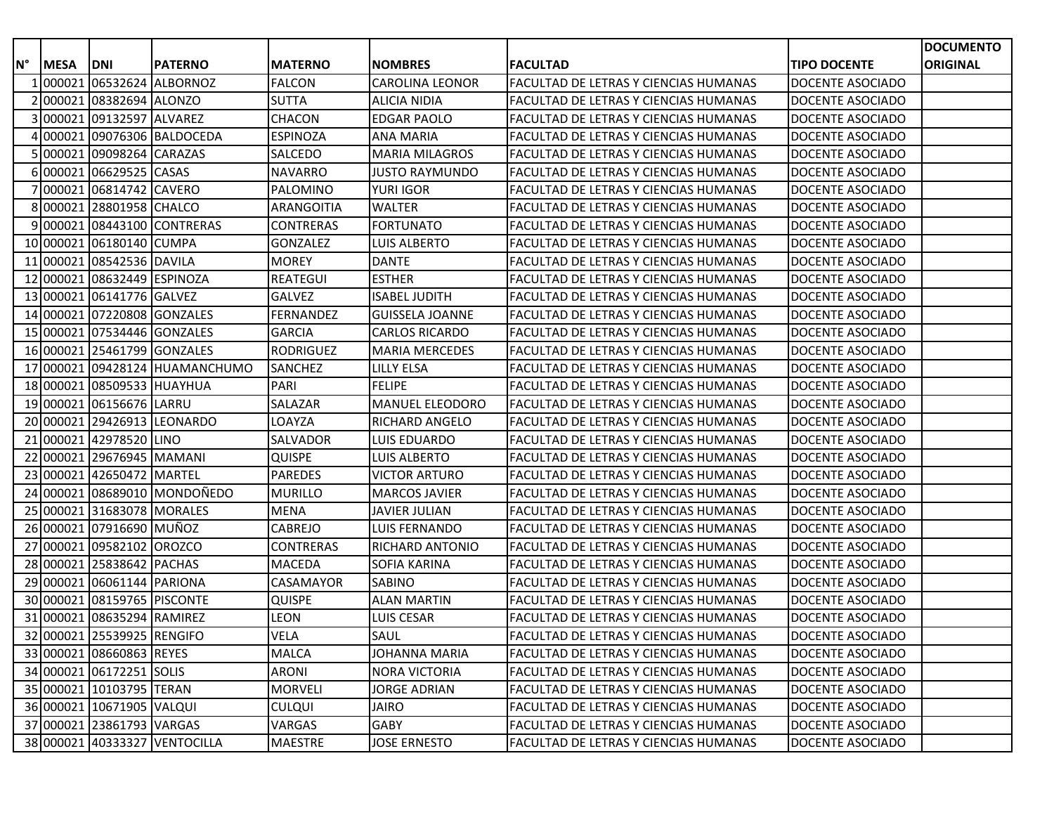| N° | MESA | DNI | PATERNO | MATERNO | NOMBRES | FACULTAD | TIPO DOCENTE | DOCUMENTO ORIGINAL |
|---|---|---|---|---|---|---|---|---|
| 1 | 000021 | 06532624 | ALBORNOZ | FALCON | CAROLINA LEONOR | FACULTAD DE LETRAS Y CIENCIAS HUMANAS | DOCENTE ASOCIADO | |
| 2 | 000021 | 08382694 | ALONZO | SUTTA | ALICIA NIDIA | FACULTAD DE LETRAS Y CIENCIAS HUMANAS | DOCENTE ASOCIADO | |
| 3 | 000021 | 09132597 | ALVAREZ | CHACON | EDGAR PAOLO | FACULTAD DE LETRAS Y CIENCIAS HUMANAS | DOCENTE ASOCIADO | |
| 4 | 000021 | 09076306 | BALDOCEDA | ESPINOZA | ANA MARIA | FACULTAD DE LETRAS Y CIENCIAS HUMANAS | DOCENTE ASOCIADO | |
| 5 | 000021 | 09098264 | CARAZAS | SALCEDO | MARIA MILAGROS | FACULTAD DE LETRAS Y CIENCIAS HUMANAS | DOCENTE ASOCIADO | |
| 6 | 000021 | 06629525 | CASAS | NAVARRO | JUSTO RAYMUNDO | FACULTAD DE LETRAS Y CIENCIAS HUMANAS | DOCENTE ASOCIADO | |
| 7 | 000021 | 06814742 | CAVERO | PALOMINO | YURI IGOR | FACULTAD DE LETRAS Y CIENCIAS HUMANAS | DOCENTE ASOCIADO | |
| 8 | 000021 | 28801958 | CHALCO | ARANGOITIA | WALTER | FACULTAD DE LETRAS Y CIENCIAS HUMANAS | DOCENTE ASOCIADO | |
| 9 | 000021 | 08443100 | CONTRERAS | CONTRERAS | FORTUNATO | FACULTAD DE LETRAS Y CIENCIAS HUMANAS | DOCENTE ASOCIADO | |
| 10 | 000021 | 06180140 | CUMPA | GONZALEZ | LUIS ALBERTO | FACULTAD DE LETRAS Y CIENCIAS HUMANAS | DOCENTE ASOCIADO | |
| 11 | 000021 | 08542536 | DAVILA | MOREY | DANTE | FACULTAD DE LETRAS Y CIENCIAS HUMANAS | DOCENTE ASOCIADO | |
| 12 | 000021 | 08632449 | ESPINOZA | REATEGUI | ESTHER | FACULTAD DE LETRAS Y CIENCIAS HUMANAS | DOCENTE ASOCIADO | |
| 13 | 000021 | 06141776 | GALVEZ | GALVEZ | ISABEL JUDITH | FACULTAD DE LETRAS Y CIENCIAS HUMANAS | DOCENTE ASOCIADO | |
| 14 | 000021 | 07220808 | GONZALES | FERNANDEZ | GUISSELA JOANNE | FACULTAD DE LETRAS Y CIENCIAS HUMANAS | DOCENTE ASOCIADO | |
| 15 | 000021 | 07534446 | GONZALES | GARCIA | CARLOS RICARDO | FACULTAD DE LETRAS Y CIENCIAS HUMANAS | DOCENTE ASOCIADO | |
| 16 | 000021 | 25461799 | GONZALES | RODRIGUEZ | MARIA MERCEDES | FACULTAD DE LETRAS Y CIENCIAS HUMANAS | DOCENTE ASOCIADO | |
| 17 | 000021 | 09428124 | HUAMANCHUMO | SANCHEZ | LILLY ELSA | FACULTAD DE LETRAS Y CIENCIAS HUMANAS | DOCENTE ASOCIADO | |
| 18 | 000021 | 08509533 | HUAYHUA | PARI | FELIPE | FACULTAD DE LETRAS Y CIENCIAS HUMANAS | DOCENTE ASOCIADO | |
| 19 | 000021 | 06156676 | LARRU | SALAZAR | MANUEL ELEODORO | FACULTAD DE LETRAS Y CIENCIAS HUMANAS | DOCENTE ASOCIADO | |
| 20 | 000021 | 29426913 | LEONARDO | LOAYZA | RICHARD ANGELO | FACULTAD DE LETRAS Y CIENCIAS HUMANAS | DOCENTE ASOCIADO | |
| 21 | 000021 | 42978520 | LINO | SALVADOR | LUIS EDUARDO | FACULTAD DE LETRAS Y CIENCIAS HUMANAS | DOCENTE ASOCIADO | |
| 22 | 000021 | 29676945 | MAMANI | QUISPE | LUIS ALBERTO | FACULTAD DE LETRAS Y CIENCIAS HUMANAS | DOCENTE ASOCIADO | |
| 23 | 000021 | 42650472 | MARTEL | PAREDES | VICTOR ARTURO | FACULTAD DE LETRAS Y CIENCIAS HUMANAS | DOCENTE ASOCIADO | |
| 24 | 000021 | 08689010 | MONDOÑEDO | MURILLO | MARCOS JAVIER | FACULTAD DE LETRAS Y CIENCIAS HUMANAS | DOCENTE ASOCIADO | |
| 25 | 000021 | 31683078 | MORALES | MENA | JAVIER JULIAN | FACULTAD DE LETRAS Y CIENCIAS HUMANAS | DOCENTE ASOCIADO | |
| 26 | 000021 | 07916690 | MUÑOZ | CABREJO | LUIS FERNANDO | FACULTAD DE LETRAS Y CIENCIAS HUMANAS | DOCENTE ASOCIADO | |
| 27 | 000021 | 09582102 | OROZCO | CONTRERAS | RICHARD ANTONIO | FACULTAD DE LETRAS Y CIENCIAS HUMANAS | DOCENTE ASOCIADO | |
| 28 | 000021 | 25838642 | PACHAS | MACEDA | SOFIA KARINA | FACULTAD DE LETRAS Y CIENCIAS HUMANAS | DOCENTE ASOCIADO | |
| 29 | 000021 | 06061144 | PARIONA | CASAMAYOR | SABINO | FACULTAD DE LETRAS Y CIENCIAS HUMANAS | DOCENTE ASOCIADO | |
| 30 | 000021 | 08159765 | PISCONTE | QUISPE | ALAN MARTIN | FACULTAD DE LETRAS Y CIENCIAS HUMANAS | DOCENTE ASOCIADO | |
| 31 | 000021 | 08635294 | RAMIREZ | LEON | LUIS CESAR | FACULTAD DE LETRAS Y CIENCIAS HUMANAS | DOCENTE ASOCIADO | |
| 32 | 000021 | 25539925 | RENGIFO | VELA | SAUL | FACULTAD DE LETRAS Y CIENCIAS HUMANAS | DOCENTE ASOCIADO | |
| 33 | 000021 | 08660863 | REYES | MALCA | JOHANNA MARIA | FACULTAD DE LETRAS Y CIENCIAS HUMANAS | DOCENTE ASOCIADO | |
| 34 | 000021 | 06172251 | SOLIS | ARONI | NORA VICTORIA | FACULTAD DE LETRAS Y CIENCIAS HUMANAS | DOCENTE ASOCIADO | |
| 35 | 000021 | 10103795 | TERAN | MORVELI | JORGE ADRIAN | FACULTAD DE LETRAS Y CIENCIAS HUMANAS | DOCENTE ASOCIADO | |
| 36 | 000021 | 10671905 | VALQUI | CULQUI | JAIRO | FACULTAD DE LETRAS Y CIENCIAS HUMANAS | DOCENTE ASOCIADO | |
| 37 | 000021 | 23861793 | VARGAS | VARGAS | GABY | FACULTAD DE LETRAS Y CIENCIAS HUMANAS | DOCENTE ASOCIADO | |
| 38 | 000021 | 40333327 | VENTOCILLA | MAESTRE | JOSE ERNESTO | FACULTAD DE LETRAS Y CIENCIAS HUMANAS | DOCENTE ASOCIADO | |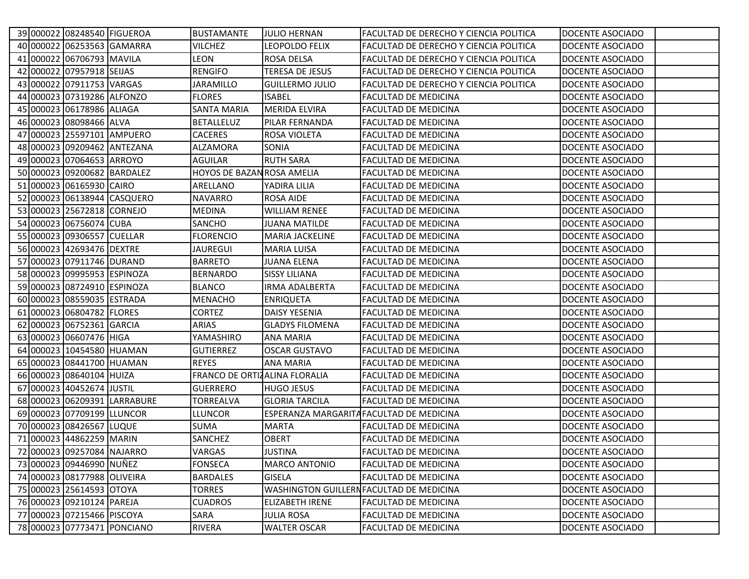| | | | | | | | | |
|---|---|---|---|---|---|---|---|---|
| 39 | 000022 | 08248540 | FIGUEROA | BUSTAMANTE | JULIO HERNAN | FACULTAD DE DERECHO Y CIENCIA POLITICA | DOCENTE ASOCIADO | |
| 40 | 000022 | 06253563 | GAMARRA | VILCHEZ | LEOPOLDO FELIX | FACULTAD DE DERECHO Y CIENCIA POLITICA | DOCENTE ASOCIADO | |
| 41 | 000022 | 06706793 | MAVILA | LEON | ROSA DELSA | FACULTAD DE DERECHO Y CIENCIA POLITICA | DOCENTE ASOCIADO | |
| 42 | 000022 | 07957918 | SEIJAS | RENGIFO | TERESA DE JESUS | FACULTAD DE DERECHO Y CIENCIA POLITICA | DOCENTE ASOCIADO | |
| 43 | 000022 | 07911753 | VARGAS | JARAMILLO | GUILLERMO JULIO | FACULTAD DE DERECHO Y CIENCIA POLITICA | DOCENTE ASOCIADO | |
| 44 | 000023 | 07319286 | ALFONZO | FLORES | ISABEL | FACULTAD DE MEDICINA | DOCENTE ASOCIADO | |
| 45 | 000023 | 06178986 | ALIAGA | SANTA MARIA | MERIDA ELVIRA | FACULTAD DE MEDICINA | DOCENTE ASOCIADO | |
| 46 | 000023 | 08098466 | ALVA | BETALLELUZ | PILAR FERNANDA | FACULTAD DE MEDICINA | DOCENTE ASOCIADO | |
| 47 | 000023 | 25597101 | AMPUERO | CACERES | ROSA VIOLETA | FACULTAD DE MEDICINA | DOCENTE ASOCIADO | |
| 48 | 000023 | 09209462 | ANTEZANA | ALZAMORA | SONIA | FACULTAD DE MEDICINA | DOCENTE ASOCIADO | |
| 49 | 000023 | 07064653 | ARROYO | AGUILAR | RUTH SARA | FACULTAD DE MEDICINA | DOCENTE ASOCIADO | |
| 50 | 000023 | 09200682 | BARDALEZ | HOYOS DE BAZAN | ROSA AMELIA | FACULTAD DE MEDICINA | DOCENTE ASOCIADO | |
| 51 | 000023 | 06165930 | CAIRO | ARELLANO | YADIRA LILIA | FACULTAD DE MEDICINA | DOCENTE ASOCIADO | |
| 52 | 000023 | 06138944 | CASQUERO | NAVARRO | ROSA AIDE | FACULTAD DE MEDICINA | DOCENTE ASOCIADO | |
| 53 | 000023 | 25672818 | CORNEJO | MEDINA | WILLIAM RENEE | FACULTAD DE MEDICINA | DOCENTE ASOCIADO | |
| 54 | 000023 | 06756074 | CUBA | SANCHO | JUANA MATILDE | FACULTAD DE MEDICINA | DOCENTE ASOCIADO | |
| 55 | 000023 | 09306557 | CUELLAR | FLORENCIO | MARIA JACKELINE | FACULTAD DE MEDICINA | DOCENTE ASOCIADO | |
| 56 | 000023 | 42693476 | DEXTRE | JAUREGUI | MARIA LUISA | FACULTAD DE MEDICINA | DOCENTE ASOCIADO | |
| 57 | 000023 | 07911746 | DURAND | BARRETO | JUANA ELENA | FACULTAD DE MEDICINA | DOCENTE ASOCIADO | |
| 58 | 000023 | 09995953 | ESPINOZA | BERNARDO | SISSY LILIANA | FACULTAD DE MEDICINA | DOCENTE ASOCIADO | |
| 59 | 000023 | 08724910 | ESPINOZA | BLANCO | IRMA ADALBERTA | FACULTAD DE MEDICINA | DOCENTE ASOCIADO | |
| 60 | 000023 | 08559035 | ESTRADA | MENACHO | ENRIQUETA | FACULTAD DE MEDICINA | DOCENTE ASOCIADO | |
| 61 | 000023 | 06804782 | FLORES | CORTEZ | DAISY YESENIA | FACULTAD DE MEDICINA | DOCENTE ASOCIADO | |
| 62 | 000023 | 06752361 | GARCIA | ARIAS | GLADYS FILOMENA | FACULTAD DE MEDICINA | DOCENTE ASOCIADO | |
| 63 | 000023 | 06607476 | HIGA | YAMASHIRO | ANA MARIA | FACULTAD DE MEDICINA | DOCENTE ASOCIADO | |
| 64 | 000023 | 10454580 | HUAMAN | GUTIERREZ | OSCAR GUSTAVO | FACULTAD DE MEDICINA | DOCENTE ASOCIADO | |
| 65 | 000023 | 08441700 | HUAMAN | REYES | ANA MARIA | FACULTAD DE MEDICINA | DOCENTE ASOCIADO | |
| 66 | 000023 | 08640104 | HUIZA | FRANCO DE ORTIZ | ALINA FLORALIA | FACULTAD DE MEDICINA | DOCENTE ASOCIADO | |
| 67 | 000023 | 40452674 | JUSTIL | GUERRERO | HUGO JESUS | FACULTAD DE MEDICINA | DOCENTE ASOCIADO | |
| 68 | 000023 | 06209391 | LARRABURE | TORREALVA | GLORIA TARCILA | FACULTAD DE MEDICINA | DOCENTE ASOCIADO | |
| 69 | 000023 | 07709199 | LLUNCOR | LLUNCOR | ESPERANZA MARGARITA | FACULTAD DE MEDICINA | DOCENTE ASOCIADO | |
| 70 | 000023 | 08426567 | LUQUE | SUMA | MARTA | FACULTAD DE MEDICINA | DOCENTE ASOCIADO | |
| 71 | 000023 | 44862259 | MARIN | SANCHEZ | OBERT | FACULTAD DE MEDICINA | DOCENTE ASOCIADO | |
| 72 | 000023 | 09257084 | NAJARRO | VARGAS | JUSTINA | FACULTAD DE MEDICINA | DOCENTE ASOCIADO | |
| 73 | 000023 | 09446990 | NUÑEZ | FONSECA | MARCO ANTONIO | FACULTAD DE MEDICINA | DOCENTE ASOCIADO | |
| 74 | 000023 | 08177988 | OLIVEIRA | BARDALES | GISELA | FACULTAD DE MEDICINA | DOCENTE ASOCIADO | |
| 75 | 000023 | 25614593 | OTOYA | TORRES | WASHINGTON GUILLERM | FACULTAD DE MEDICINA | DOCENTE ASOCIADO | |
| 76 | 000023 | 09210124 | PAREJA | CUADROS | ELIZABETH IRENE | FACULTAD DE MEDICINA | DOCENTE ASOCIADO | |
| 77 | 000023 | 07215466 | PISCOYA | SARA | JULIA ROSA | FACULTAD DE MEDICINA | DOCENTE ASOCIADO | |
| 78 | 000023 | 07773471 | PONCIANO | RIVERA | WALTER OSCAR | FACULTAD DE MEDICINA | DOCENTE ASOCIADO | |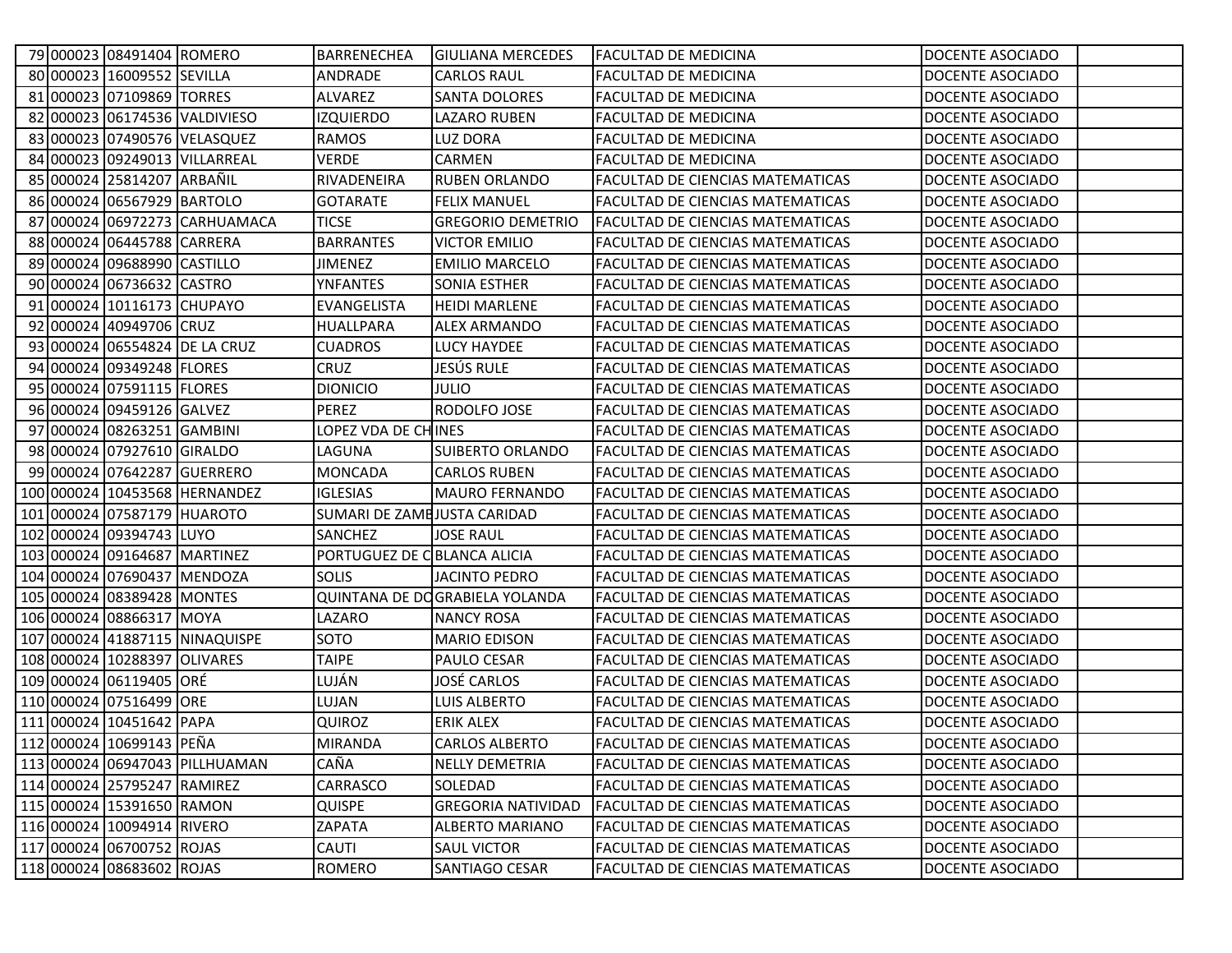| | | | | | | | | |
|---|---|---|---|---|---|---|---|---|
| 79 | 000023 | 08491404 | ROMERO | BARRENECHEA | GIULIANA MERCEDES | FACULTAD DE MEDICINA | DOCENTE ASOCIADO | |
| 80 | 000023 | 16009552 | SEVILLA | ANDRADE | CARLOS RAUL | FACULTAD DE MEDICINA | DOCENTE ASOCIADO | |
| 81 | 000023 | 07109869 | TORRES | ALVAREZ | SANTA DOLORES | FACULTAD DE MEDICINA | DOCENTE ASOCIADO | |
| 82 | 000023 | 06174536 | VALDIVIESO | IZQUIERDO | LAZARO RUBEN | FACULTAD DE MEDICINA | DOCENTE ASOCIADO | |
| 83 | 000023 | 07490576 | VELASQUEZ | RAMOS | LUZ DORA | FACULTAD DE MEDICINA | DOCENTE ASOCIADO | |
| 84 | 000023 | 09249013 | VILLARREAL | VERDE | CARMEN | FACULTAD DE MEDICINA | DOCENTE ASOCIADO | |
| 85 | 000024 | 25814207 | ARBAÑIL | RIVADENEIRA | RUBEN ORLANDO | FACULTAD DE CIENCIAS MATEMATICAS | DOCENTE ASOCIADO | |
| 86 | 000024 | 06567929 | BARTOLO | GOTARATE | FELIX MANUEL | FACULTAD DE CIENCIAS MATEMATICAS | DOCENTE ASOCIADO | |
| 87 | 000024 | 06972273 | CARHUAMACA | TICSE | GREGORIO DEMETRIO | FACULTAD DE CIENCIAS MATEMATICAS | DOCENTE ASOCIADO | |
| 88 | 000024 | 06445788 | CARRERA | BARRANTES | VICTOR EMILIO | FACULTAD DE CIENCIAS MATEMATICAS | DOCENTE ASOCIADO | |
| 89 | 000024 | 09688990 | CASTILLO | JIMENEZ | EMILIO MARCELO | FACULTAD DE CIENCIAS MATEMATICAS | DOCENTE ASOCIADO | |
| 90 | 000024 | 06736632 | CASTRO | YNFANTES | SONIA ESTHER | FACULTAD DE CIENCIAS MATEMATICAS | DOCENTE ASOCIADO | |
| 91 | 000024 | 10116173 | CHUPAYO | EVANGELISTA | HEIDI MARLENE | FACULTAD DE CIENCIAS MATEMATICAS | DOCENTE ASOCIADO | |
| 92 | 000024 | 40949706 | CRUZ | HUALLPARA | ALEX ARMANDO | FACULTAD DE CIENCIAS MATEMATICAS | DOCENTE ASOCIADO | |
| 93 | 000024 | 06554824 | DE LA CRUZ | CUADROS | LUCY HAYDEE | FACULTAD DE CIENCIAS MATEMATICAS | DOCENTE ASOCIADO | |
| 94 | 000024 | 09349248 | FLORES | CRUZ | JESÚS RULE | FACULTAD DE CIENCIAS MATEMATICAS | DOCENTE ASOCIADO | |
| 95 | 000024 | 07591115 | FLORES | DIONICIO | JULIO | FACULTAD DE CIENCIAS MATEMATICAS | DOCENTE ASOCIADO | |
| 96 | 000024 | 09459126 | GALVEZ | PEREZ | RODOLFO JOSE | FACULTAD DE CIENCIAS MATEMATICAS | DOCENTE ASOCIADO | |
| 97 | 000024 | 08263251 | GAMBINI | LOPEZ VDA DE CH | INES | FACULTAD DE CIENCIAS MATEMATICAS | DOCENTE ASOCIADO | |
| 98 | 000024 | 07927610 | GIRALDO | LAGUNA | SUIBERTO ORLANDO | FACULTAD DE CIENCIAS MATEMATICAS | DOCENTE ASOCIADO | |
| 99 | 000024 | 07642287 | GUERRERO | MONCADA | CARLOS RUBEN | FACULTAD DE CIENCIAS MATEMATICAS | DOCENTE ASOCIADO | |
| 100 | 000024 | 10453568 | HERNANDEZ | IGLESIAS | MAURO FERNANDO | FACULTAD DE CIENCIAS MATEMATICAS | DOCENTE ASOCIADO | |
| 101 | 000024 | 07587179 | HUAROTO | SUMARI DE ZAMB | JUSTA CARIDAD | FACULTAD DE CIENCIAS MATEMATICAS | DOCENTE ASOCIADO | |
| 102 | 000024 | 09394743 | LUYO | SANCHEZ | JOSE RAUL | FACULTAD DE CIENCIAS MATEMATICAS | DOCENTE ASOCIADO | |
| 103 | 000024 | 09164687 | MARTINEZ | PORTUGUEZ DE C | BLANCA ALICIA | FACULTAD DE CIENCIAS MATEMATICAS | DOCENTE ASOCIADO | |
| 104 | 000024 | 07690437 | MENDOZA | SOLIS | JACINTO PEDRO | FACULTAD DE CIENCIAS MATEMATICAS | DOCENTE ASOCIADO | |
| 105 | 000024 | 08389428 | MONTES | QUINTANA DE DO | GRABIELA YOLANDA | FACULTAD DE CIENCIAS MATEMATICAS | DOCENTE ASOCIADO | |
| 106 | 000024 | 08866317 | MOYA | LAZARO | NANCY ROSA | FACULTAD DE CIENCIAS MATEMATICAS | DOCENTE ASOCIADO | |
| 107 | 000024 | 41887115 | NINAQUISPE | SOTO | MARIO EDISON | FACULTAD DE CIENCIAS MATEMATICAS | DOCENTE ASOCIADO | |
| 108 | 000024 | 10288397 | OLIVARES | TAIPE | PAULO CESAR | FACULTAD DE CIENCIAS MATEMATICAS | DOCENTE ASOCIADO | |
| 109 | 000024 | 06119405 | ORÉ | LUJÁN | JOSÉ CARLOS | FACULTAD DE CIENCIAS MATEMATICAS | DOCENTE ASOCIADO | |
| 110 | 000024 | 07516499 | ORE | LUJAN | LUIS ALBERTO | FACULTAD DE CIENCIAS MATEMATICAS | DOCENTE ASOCIADO | |
| 111 | 000024 | 10451642 | PAPA | QUIROZ | ERIK ALEX | FACULTAD DE CIENCIAS MATEMATICAS | DOCENTE ASOCIADO | |
| 112 | 000024 | 10699143 | PEÑA | MIRANDA | CARLOS ALBERTO | FACULTAD DE CIENCIAS MATEMATICAS | DOCENTE ASOCIADO | |
| 113 | 000024 | 06947043 | PILLHUAMAN | CAÑA | NELLY DEMETRIA | FACULTAD DE CIENCIAS MATEMATICAS | DOCENTE ASOCIADO | |
| 114 | 000024 | 25795247 | RAMIREZ | CARRASCO | SOLEDAD | FACULTAD DE CIENCIAS MATEMATICAS | DOCENTE ASOCIADO | |
| 115 | 000024 | 15391650 | RAMON | QUISPE | GREGORIA NATIVIDAD | FACULTAD DE CIENCIAS MATEMATICAS | DOCENTE ASOCIADO | |
| 116 | 000024 | 10094914 | RIVERO | ZAPATA | ALBERTO MARIANO | FACULTAD DE CIENCIAS MATEMATICAS | DOCENTE ASOCIADO | |
| 117 | 000024 | 06700752 | ROJAS | CAUTI | SAUL VICTOR | FACULTAD DE CIENCIAS MATEMATICAS | DOCENTE ASOCIADO | |
| 118 | 000024 | 08683602 | ROJAS | ROMERO | SANTIAGO CESAR | FACULTAD DE CIENCIAS MATEMATICAS | DOCENTE ASOCIADO | |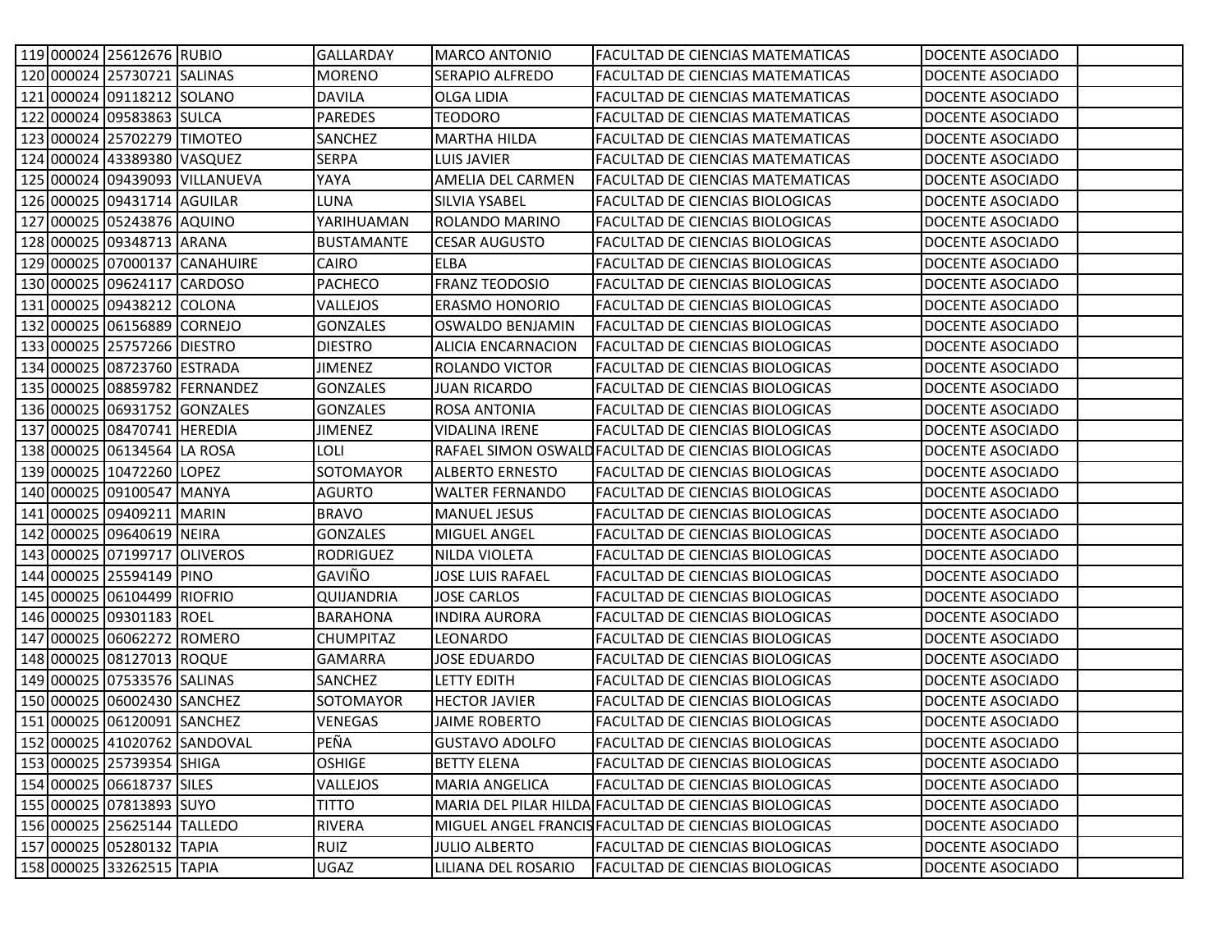| | | | | | | | | |
|---|---|---|---|---|---|---|---|---|
| 119 | 000024 | 25612676 | RUBIO | GALLARDAY | MARCO ANTONIO | FACULTAD DE CIENCIAS MATEMATICAS | DOCENTE ASOCIADO | |
| 120 | 000024 | 25730721 | SALINAS | MORENO | SERAPIO ALFREDO | FACULTAD DE CIENCIAS MATEMATICAS | DOCENTE ASOCIADO | |
| 121 | 000024 | 09118212 | SOLANO | DAVILA | OLGA LIDIA | FACULTAD DE CIENCIAS MATEMATICAS | DOCENTE ASOCIADO | |
| 122 | 000024 | 09583863 | SULCA | PAREDES | TEODORO | FACULTAD DE CIENCIAS MATEMATICAS | DOCENTE ASOCIADO | |
| 123 | 000024 | 25702279 | TIMOTEO | SANCHEZ | MARTHA HILDA | FACULTAD DE CIENCIAS MATEMATICAS | DOCENTE ASOCIADO | |
| 124 | 000024 | 43389380 | VASQUEZ | SERPA | LUIS JAVIER | FACULTAD DE CIENCIAS MATEMATICAS | DOCENTE ASOCIADO | |
| 125 | 000024 | 09439093 | VILLANUEVA | YAYA | AMELIA DEL CARMEN | FACULTAD DE CIENCIAS MATEMATICAS | DOCENTE ASOCIADO | |
| 126 | 000025 | 09431714 | AGUILAR | LUNA | SILVIA YSABEL | FACULTAD DE CIENCIAS BIOLOGICAS | DOCENTE ASOCIADO | |
| 127 | 000025 | 05243876 | AQUINO | YARIHUAMAN | ROLANDO MARINO | FACULTAD DE CIENCIAS BIOLOGICAS | DOCENTE ASOCIADO | |
| 128 | 000025 | 09348713 | ARANA | BUSTAMANTE | CESAR AUGUSTO | FACULTAD DE CIENCIAS BIOLOGICAS | DOCENTE ASOCIADO | |
| 129 | 000025 | 07000137 | CANAHUIRE | CAIRO | ELBA | FACULTAD DE CIENCIAS BIOLOGICAS | DOCENTE ASOCIADO | |
| 130 | 000025 | 09624117 | CARDOSO | PACHECO | FRANZ TEODOSIO | FACULTAD DE CIENCIAS BIOLOGICAS | DOCENTE ASOCIADO | |
| 131 | 000025 | 09438212 | COLONA | VALLEJOS | ERASMO HONORIO | FACULTAD DE CIENCIAS BIOLOGICAS | DOCENTE ASOCIADO | |
| 132 | 000025 | 06156889 | CORNEJO | GONZALES | OSWALDO BENJAMIN | FACULTAD DE CIENCIAS BIOLOGICAS | DOCENTE ASOCIADO | |
| 133 | 000025 | 25757266 | DIESTRO | DIESTRO | ALICIA ENCARNACION | FACULTAD DE CIENCIAS BIOLOGICAS | DOCENTE ASOCIADO | |
| 134 | 000025 | 08723760 | ESTRADA | JIMENEZ | ROLANDO VICTOR | FACULTAD DE CIENCIAS BIOLOGICAS | DOCENTE ASOCIADO | |
| 135 | 000025 | 08859782 | FERNANDEZ | GONZALES | JUAN RICARDO | FACULTAD DE CIENCIAS BIOLOGICAS | DOCENTE ASOCIADO | |
| 136 | 000025 | 06931752 | GONZALES | GONZALES | ROSA ANTONIA | FACULTAD DE CIENCIAS BIOLOGICAS | DOCENTE ASOCIADO | |
| 137 | 000025 | 08470741 | HEREDIA | JIMENEZ | VIDALINA IRENE | FACULTAD DE CIENCIAS BIOLOGICAS | DOCENTE ASOCIADO | |
| 138 | 000025 | 06134564 | LA ROSA | LOLI | RAFAEL SIMON OSWALD | FACULTAD DE CIENCIAS BIOLOGICAS | DOCENTE ASOCIADO | |
| 139 | 000025 | 10472260 | LOPEZ | SOTOMAYOR | ALBERTO ERNESTO | FACULTAD DE CIENCIAS BIOLOGICAS | DOCENTE ASOCIADO | |
| 140 | 000025 | 09100547 | MANYA | AGURTO | WALTER FERNANDO | FACULTAD DE CIENCIAS BIOLOGICAS | DOCENTE ASOCIADO | |
| 141 | 000025 | 09409211 | MARIN | BRAVO | MANUEL JESUS | FACULTAD DE CIENCIAS BIOLOGICAS | DOCENTE ASOCIADO | |
| 142 | 000025 | 09640619 | NEIRA | GONZALES | MIGUEL ANGEL | FACULTAD DE CIENCIAS BIOLOGICAS | DOCENTE ASOCIADO | |
| 143 | 000025 | 07199717 | OLIVEROS | RODRIGUEZ | NILDA VIOLETA | FACULTAD DE CIENCIAS BIOLOGICAS | DOCENTE ASOCIADO | |
| 144 | 000025 | 25594149 | PINO | GAVIÑO | JOSE LUIS RAFAEL | FACULTAD DE CIENCIAS BIOLOGICAS | DOCENTE ASOCIADO | |
| 145 | 000025 | 06104499 | RIOFRIO | QUIJANDRIA | JOSE CARLOS | FACULTAD DE CIENCIAS BIOLOGICAS | DOCENTE ASOCIADO | |
| 146 | 000025 | 09301183 | ROEL | BARAHONA | INDIRA AURORA | FACULTAD DE CIENCIAS BIOLOGICAS | DOCENTE ASOCIADO | |
| 147 | 000025 | 06062272 | ROMERO | CHUMPITAZ | LEONARDO | FACULTAD DE CIENCIAS BIOLOGICAS | DOCENTE ASOCIADO | |
| 148 | 000025 | 08127013 | ROQUE | GAMARRA | JOSE EDUARDO | FACULTAD DE CIENCIAS BIOLOGICAS | DOCENTE ASOCIADO | |
| 149 | 000025 | 07533576 | SALINAS | SANCHEZ | LETTY EDITH | FACULTAD DE CIENCIAS BIOLOGICAS | DOCENTE ASOCIADO | |
| 150 | 000025 | 06002430 | SANCHEZ | SOTOMAYOR | HECTOR JAVIER | FACULTAD DE CIENCIAS BIOLOGICAS | DOCENTE ASOCIADO | |
| 151 | 000025 | 06120091 | SANCHEZ | VENEGAS | JAIME ROBERTO | FACULTAD DE CIENCIAS BIOLOGICAS | DOCENTE ASOCIADO | |
| 152 | 000025 | 41020762 | SANDOVAL | PEÑA | GUSTAVO ADOLFO | FACULTAD DE CIENCIAS BIOLOGICAS | DOCENTE ASOCIADO | |
| 153 | 000025 | 25739354 | SHIGE | OSHIGE | BETTY ELENA | FACULTAD DE CIENCIAS BIOLOGICAS | DOCENTE ASOCIADO | |
| 154 | 000025 | 06618737 | SILES | VALLEJOS | MARIA ANGELICA | FACULTAD DE CIENCIAS BIOLOGICAS | DOCENTE ASOCIADO | |
| 155 | 000025 | 07813893 | SUYO | TITTO | MARIA DEL PILAR HILDA | FACULTAD DE CIENCIAS BIOLOGICAS | DOCENTE ASOCIADO | |
| 156 | 000025 | 25625144 | TALLEDO | RIVERA | MIGUEL ANGEL FRANCIS | FACULTAD DE CIENCIAS BIOLOGICAS | DOCENTE ASOCIADO | |
| 157 | 000025 | 05280132 | TAPIA | RUIZ | JULIO ALBERTO | FACULTAD DE CIENCIAS BIOLOGICAS | DOCENTE ASOCIADO | |
| 158 | 000025 | 33262515 | TAPIA | UGAZ | LILIANA DEL ROSARIO | FACULTAD DE CIENCIAS BIOLOGICAS | DOCENTE ASOCIADO | |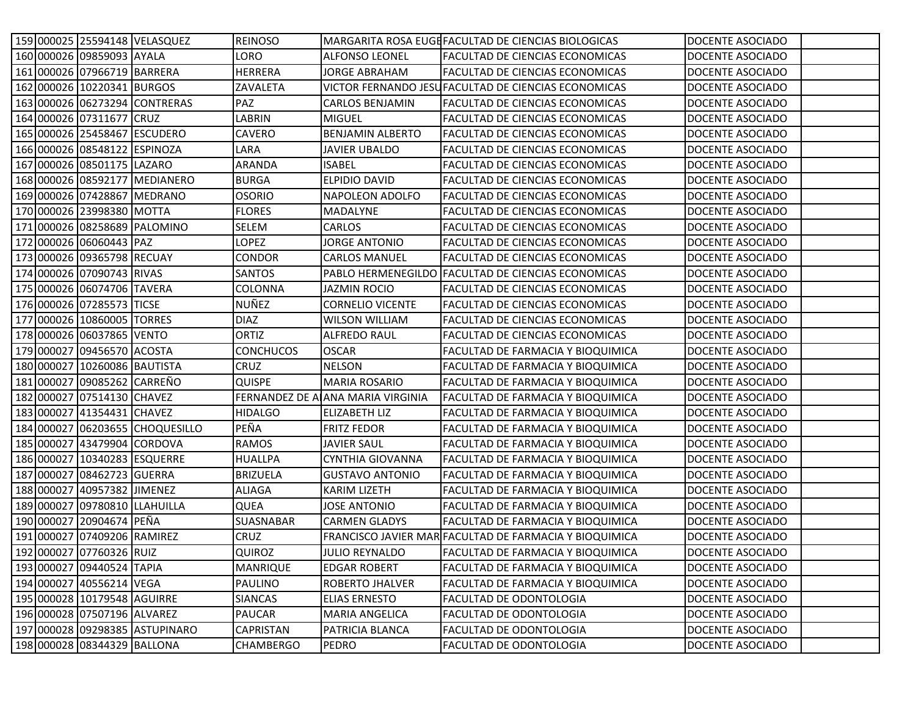| | | | | | | | | |
|---|---|---|---|---|---|---|---|---|
| 159 | 000025 | 25594148 | VELASQUEZ | REINOSO | MARGARITA ROSA EUGE | FACULTAD DE CIENCIAS BIOLOGICAS | DOCENTE ASOCIADO | |
| 160 | 000026 | 09859093 | AYALA | LORO | ALFONSO LEONEL | FACULTAD DE CIENCIAS ECONOMICAS | DOCENTE ASOCIADO | |
| 161 | 000026 | 07966719 | BARRERA | HERRERA | JORGE ABRAHAM | FACULTAD DE CIENCIAS ECONOMICAS | DOCENTE ASOCIADO | |
| 162 | 000026 | 10220341 | BURGOS | ZAVALETA | VICTOR FERNANDO JESU | FACULTAD DE CIENCIAS ECONOMICAS | DOCENTE ASOCIADO | |
| 163 | 000026 | 06273294 | CONTRERAS | PAZ | CARLOS BENJAMIN | FACULTAD DE CIENCIAS ECONOMICAS | DOCENTE ASOCIADO | |
| 164 | 000026 | 07311677 | CRUZ | LABRIN | MIGUEL | FACULTAD DE CIENCIAS ECONOMICAS | DOCENTE ASOCIADO | |
| 165 | 000026 | 25458467 | ESCUDERO | CAVERO | BENJAMIN ALBERTO | FACULTAD DE CIENCIAS ECONOMICAS | DOCENTE ASOCIADO | |
| 166 | 000026 | 08548122 | ESPINOZA | LARA | JAVIER UBALDO | FACULTAD DE CIENCIAS ECONOMICAS | DOCENTE ASOCIADO | |
| 167 | 000026 | 08501175 | LAZARO | ARANDA | ISABEL | FACULTAD DE CIENCIAS ECONOMICAS | DOCENTE ASOCIADO | |
| 168 | 000026 | 08592177 | MEDIANERO | BURGA | ELPIDIO DAVID | FACULTAD DE CIENCIAS ECONOMICAS | DOCENTE ASOCIADO | |
| 169 | 000026 | 07428867 | MEDRANO | OSORIO | NAPOLEON ADOLFO | FACULTAD DE CIENCIAS ECONOMICAS | DOCENTE ASOCIADO | |
| 170 | 000026 | 23998380 | MOTTA | FLORES | MADALYNE | FACULTAD DE CIENCIAS ECONOMICAS | DOCENTE ASOCIADO | |
| 171 | 000026 | 08258689 | PALOMINO | SELEM | CARLOS | FACULTAD DE CIENCIAS ECONOMICAS | DOCENTE ASOCIADO | |
| 172 | 000026 | 06060443 | PAZ | LOPEZ | JORGE ANTONIO | FACULTAD DE CIENCIAS ECONOMICAS | DOCENTE ASOCIADO | |
| 173 | 000026 | 09365798 | RECUAY | CONDOR | CARLOS MANUEL | FACULTAD DE CIENCIAS ECONOMICAS | DOCENTE ASOCIADO | |
| 174 | 000026 | 07090743 | RIVAS | SANTOS | PABLO HERMENEGILDO | FACULTAD DE CIENCIAS ECONOMICAS | DOCENTE ASOCIADO | |
| 175 | 000026 | 06074706 | TAVERA | COLONNA | JAZMIN ROCIO | FACULTAD DE CIENCIAS ECONOMICAS | DOCENTE ASOCIADO | |
| 176 | 000026 | 07285573 | TICSE | NUÑEZ | CORNELIO VICENTE | FACULTAD DE CIENCIAS ECONOMICAS | DOCENTE ASOCIADO | |
| 177 | 000026 | 10860005 | TORRES | DIAZ | WILSON WILLIAM | FACULTAD DE CIENCIAS ECONOMICAS | DOCENTE ASOCIADO | |
| 178 | 000026 | 06037865 | VENTO | ORTIZ | ALFREDO RAUL | FACULTAD DE CIENCIAS ECONOMICAS | DOCENTE ASOCIADO | |
| 179 | 000027 | 09456570 | ACOSTA | CONCHUCOS | OSCAR | FACULTAD DE FARMACIA Y BIOQUIMICA | DOCENTE ASOCIADO | |
| 180 | 000027 | 10260086 | BAUTISTA | CRUZ | NELSON | FACULTAD DE FARMACIA Y BIOQUIMICA | DOCENTE ASOCIADO | |
| 181 | 000027 | 09085262 | CARREÑO | QUISPE | MARIA ROSARIO | FACULTAD DE FARMACIA Y BIOQUIMICA | DOCENTE ASOCIADO | |
| 182 | 000027 | 07514130 | CHAVEZ | FERNANDEZ DE A | ANA MARIA VIRGINIA | FACULTAD DE FARMACIA Y BIOQUIMICA | DOCENTE ASOCIADO | |
| 183 | 000027 | 41354431 | CHAVEZ | HIDALGO | ELIZABETH LIZ | FACULTAD DE FARMACIA Y BIOQUIMICA | DOCENTE ASOCIADO | |
| 184 | 000027 | 06203655 | CHOQUESILLO | PEÑA | FRITZ FEDOR | FACULTAD DE FARMACIA Y BIOQUIMICA | DOCENTE ASOCIADO | |
| 185 | 000027 | 43479904 | CORDOVA | RAMOS | JAVIER SAUL | FACULTAD DE FARMACIA Y BIOQUIMICA | DOCENTE ASOCIADO | |
| 186 | 000027 | 10340283 | ESQUERRE | HUALLPA | CYNTHIA GIOVANNA | FACULTAD DE FARMACIA Y BIOQUIMICA | DOCENTE ASOCIADO | |
| 187 | 000027 | 08462723 | GUERRA | BRIZUELA | GUSTAVO ANTONIO | FACULTAD DE FARMACIA Y BIOQUIMICA | DOCENTE ASOCIADO | |
| 188 | 000027 | 40957382 | JIMENEZ | ALIAGA | KARIM LIZETH | FACULTAD DE FARMACIA Y BIOQUIMICA | DOCENTE ASOCIADO | |
| 189 | 000027 | 09780810 | LLAHUILLA | QUEA | JOSE ANTONIO | FACULTAD DE FARMACIA Y BIOQUIMICA | DOCENTE ASOCIADO | |
| 190 | 000027 | 20904674 | PEÑA | SUASNABAR | CARMEN GLADYS | FACULTAD DE FARMACIA Y BIOQUIMICA | DOCENTE ASOCIADO | |
| 191 | 000027 | 07409206 | RAMIREZ | CRUZ | FRANCISCO JAVIER MAR | FACULTAD DE FARMACIA Y BIOQUIMICA | DOCENTE ASOCIADO | |
| 192 | 000027 | 07760326 | RUIZ | QUIROZ | JULIO REYNALDO | FACULTAD DE FARMACIA Y BIOQUIMICA | DOCENTE ASOCIADO | |
| 193 | 000027 | 09440524 | TAPIA | MANRIQUE | EDGAR ROBERT | FACULTAD DE FARMACIA Y BIOQUIMICA | DOCENTE ASOCIADO | |
| 194 | 000027 | 40556214 | VEGA | PAULINO | ROBERTO JHALVER | FACULTAD DE FARMACIA Y BIOQUIMICA | DOCENTE ASOCIADO | |
| 195 | 000028 | 10179548 | AGUIRRE | SIANCAS | ELIAS ERNESTO | FACULTAD DE ODONTOLOGIA | DOCENTE ASOCIADO | |
| 196 | 000028 | 07507196 | ALVAREZ | PAUCAR | MARIA ANGELICA | FACULTAD DE ODONTOLOGIA | DOCENTE ASOCIADO | |
| 197 | 000028 | 09298385 | ASTUPINARO | CAPRISTAN | PATRICIA BLANCA | FACULTAD DE ODONTOLOGIA | DOCENTE ASOCIADO | |
| 198 | 000028 | 08344329 | BALLONA | CHAMBERGO | PEDRO | FACULTAD DE ODONTOLOGIA | DOCENTE ASOCIADO | |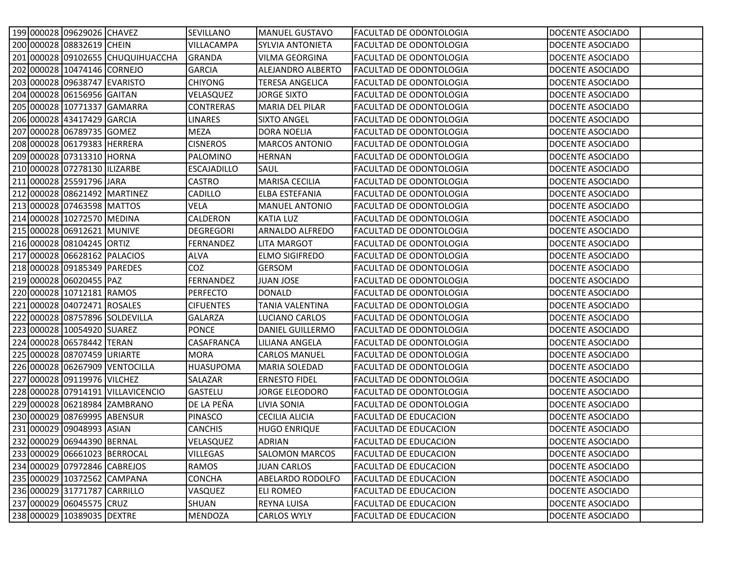| | | | | | | | | |
|---|---|---|---|---|---|---|---|---|
| 199 | 000028 | 09629026 | CHAVEZ | SEVILLANO | MANUEL GUSTAVO | FACULTAD DE ODONTOLOGIA | DOCENTE ASOCIADO | |
| 200 | 000028 | 08832619 | CHEIN | VILLACAMPA | SYLVIA ANTONIETA | FACULTAD DE ODONTOLOGIA | DOCENTE ASOCIADO | |
| 201 | 000028 | 09102655 | CHUQUIHUACCHA | GRANDA | VILMA GEORGINA | FACULTAD DE ODONTOLOGIA | DOCENTE ASOCIADO | |
| 202 | 000028 | 10474146 | CORNEJO | GARCIA | ALEJANDRO ALBERTO | FACULTAD DE ODONTOLOGIA | DOCENTE ASOCIADO | |
| 203 | 000028 | 09638747 | EVARISTO | CHIYONG | TERESA ANGELICA | FACULTAD DE ODONTOLOGIA | DOCENTE ASOCIADO | |
| 204 | 000028 | 06156956 | GAITAN | VELASQUEZ | JORGE SIXTO | FACULTAD DE ODONTOLOGIA | DOCENTE ASOCIADO | |
| 205 | 000028 | 10771337 | GAMARRA | CONTRERAS | MARIA DEL PILAR | FACULTAD DE ODONTOLOGIA | DOCENTE ASOCIADO | |
| 206 | 000028 | 43417429 | GARCIA | LINARES | SIXTO ANGEL | FACULTAD DE ODONTOLOGIA | DOCENTE ASOCIADO | |
| 207 | 000028 | 06789735 | GOMEZ | MEZA | DORA NOELIA | FACULTAD DE ODONTOLOGIA | DOCENTE ASOCIADO | |
| 208 | 000028 | 06179383 | HERRERA | CISNEROS | MARCOS ANTONIO | FACULTAD DE ODONTOLOGIA | DOCENTE ASOCIADO | |
| 209 | 000028 | 07313310 | HORNA | PALOMINO | HERNAN | FACULTAD DE ODONTOLOGIA | DOCENTE ASOCIADO | |
| 210 | 000028 | 07278130 | ILIZARBE | ESCAJADILLO | SAUL | FACULTAD DE ODONTOLOGIA | DOCENTE ASOCIADO | |
| 211 | 000028 | 25591796 | JARA | CASTRO | MARISA CECILIA | FACULTAD DE ODONTOLOGIA | DOCENTE ASOCIADO | |
| 212 | 000028 | 08621492 | MARTINEZ | CADILLO | ELBA ESTEFANIA | FACULTAD DE ODONTOLOGIA | DOCENTE ASOCIADO | |
| 213 | 000028 | 07463598 | MATTOS | VELA | MANUEL ANTONIO | FACULTAD DE ODONTOLOGIA | DOCENTE ASOCIADO | |
| 214 | 000028 | 10272570 | MEDINA | CALDERON | KATIA LUZ | FACULTAD DE ODONTOLOGIA | DOCENTE ASOCIADO | |
| 215 | 000028 | 06912621 | MUNIVE | DEGREGORI | ARNALDO ALFREDO | FACULTAD DE ODONTOLOGIA | DOCENTE ASOCIADO | |
| 216 | 000028 | 08104245 | ORTIZ | FERNANDEZ | LITA MARGOT | FACULTAD DE ODONTOLOGIA | DOCENTE ASOCIADO | |
| 217 | 000028 | 06628162 | PALACIOS | ALVA | ELMO SIGIFREDO | FACULTAD DE ODONTOLOGIA | DOCENTE ASOCIADO | |
| 218 | 000028 | 09185349 | PAREDES | COZ | GERSOM | FACULTAD DE ODONTOLOGIA | DOCENTE ASOCIADO | |
| 219 | 000028 | 06020455 | PAZ | FERNANDEZ | JUAN JOSE | FACULTAD DE ODONTOLOGIA | DOCENTE ASOCIADO | |
| 220 | 000028 | 10712181 | RAMOS | PERFECTO | DONALD | FACULTAD DE ODONTOLOGIA | DOCENTE ASOCIADO | |
| 221 | 000028 | 04072471 | ROSALES | CIFUENTES | TANIA VALENTINA | FACULTAD DE ODONTOLOGIA | DOCENTE ASOCIADO | |
| 222 | 000028 | 08757896 | SOLDEVILLA | GALARZA | LUCIANO CARLOS | FACULTAD DE ODONTOLOGIA | DOCENTE ASOCIADO | |
| 223 | 000028 | 10054920 | SUAREZ | PONCE | DANIEL GUILLERMO | FACULTAD DE ODONTOLOGIA | DOCENTE ASOCIADO | |
| 224 | 000028 | 06578442 | TERAN | CASAFRANCA | LILIANA ANGELA | FACULTAD DE ODONTOLOGIA | DOCENTE ASOCIADO | |
| 225 | 000028 | 08707459 | URIARTE | MORA | CARLOS MANUEL | FACULTAD DE ODONTOLOGIA | DOCENTE ASOCIADO | |
| 226 | 000028 | 06267909 | VENTOCILLA | HUASUPOMA | MARIA SOLEDAD | FACULTAD DE ODONTOLOGIA | DOCENTE ASOCIADO | |
| 227 | 000028 | 09119976 | VILCHEZ | SALAZAR | ERNESTO FIDEL | FACULTAD DE ODONTOLOGIA | DOCENTE ASOCIADO | |
| 228 | 000028 | 07914191 | VILLAVICENCIO | GASTELU | JORGE ELEODORO | FACULTAD DE ODONTOLOGIA | DOCENTE ASOCIADO | |
| 229 | 000028 | 06218984 | ZAMBRANO | DE LA PEÑA | LIVIA SONIA | FACULTAD DE ODONTOLOGIA | DOCENTE ASOCIADO | |
| 230 | 000029 | 08769995 | ABENSUR | PINASCO | CECILIA ALICIA | FACULTAD DE EDUCACION | DOCENTE ASOCIADO | |
| 231 | 000029 | 09048993 | ASIAN | CANCHIS | HUGO ENRIQUE | FACULTAD DE EDUCACION | DOCENTE ASOCIADO | |
| 232 | 000029 | 06944390 | BERNAL | VELASQUEZ | ADRIAN | FACULTAD DE EDUCACION | DOCENTE ASOCIADO | |
| 233 | 000029 | 06661023 | BERROCAL | VILLEGAS | SALOMON MARCOS | FACULTAD DE EDUCACION | DOCENTE ASOCIADO | |
| 234 | 000029 | 07972846 | CABREJOS | RAMOS | JUAN CARLOS | FACULTAD DE EDUCACION | DOCENTE ASOCIADO | |
| 235 | 000029 | 10372562 | CAMPANA | CONCHA | ABELARDO RODOLFO | FACULTAD DE EDUCACION | DOCENTE ASOCIADO | |
| 236 | 000029 | 31771787 | CARRILLO | VASQUEZ | ELI ROMEO | FACULTAD DE EDUCACION | DOCENTE ASOCIADO | |
| 237 | 000029 | 06045575 | CRUZ | SHUAN | REYNA LUISA | FACULTAD DE EDUCACION | DOCENTE ASOCIADO | |
| 238 | 000029 | 10389035 | DEXTRE | MENDOZA | CARLOS WYLY | FACULTAD DE EDUCACION | DOCENTE ASOCIADO | |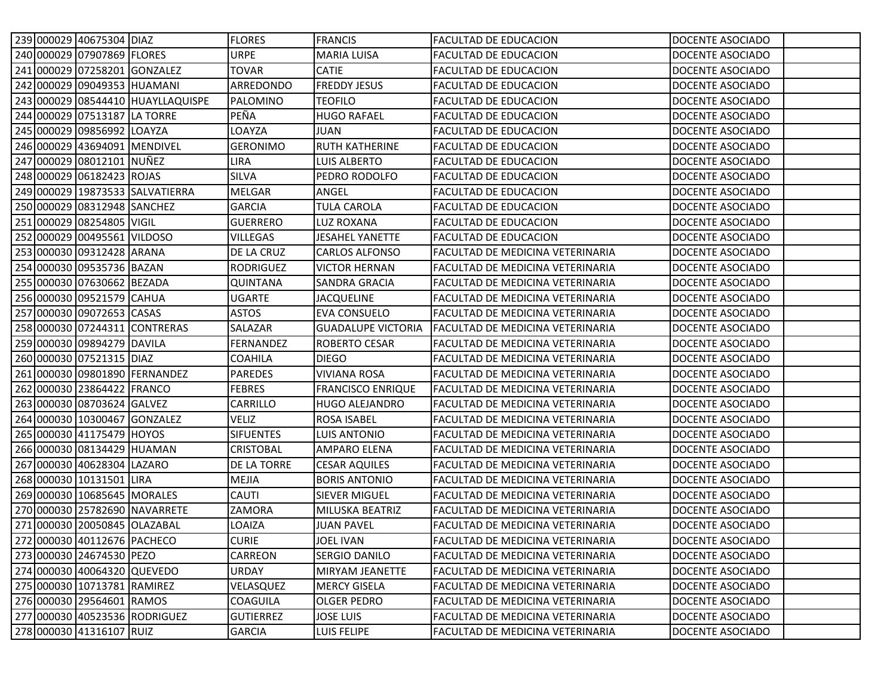| | | | | | | | | |
|---|---|---|---|---|---|---|---|---|
| 239 | 000029 | 40675304 | DIAZ | FLORES | FRANCIS | FACULTAD DE EDUCACION | DOCENTE ASOCIADO | |
| 240 | 000029 | 07907869 | FLORES | URPE | MARIA LUISA | FACULTAD DE EDUCACION | DOCENTE ASOCIADO | |
| 241 | 000029 | 07258201 | GONZALEZ | TOVAR | CATIE | FACULTAD DE EDUCACION | DOCENTE ASOCIADO | |
| 242 | 000029 | 09049353 | HUAMANI | ARREDONDO | FREDDY JESUS | FACULTAD DE EDUCACION | DOCENTE ASOCIADO | |
| 243 | 000029 | 08544410 | HUAYLLAQUISPE | PALOMINO | TEOFILO | FACULTAD DE EDUCACION | DOCENTE ASOCIADO | |
| 244 | 000029 | 07513187 | LA TORRE | PEÑA | HUGO RAFAEL | FACULTAD DE EDUCACION | DOCENTE ASOCIADO | |
| 245 | 000029 | 09856992 | LOAYZA | LOAYZA | JUAN | FACULTAD DE EDUCACION | DOCENTE ASOCIADO | |
| 246 | 000029 | 43694091 | MENDIVEL | GERONIMO | RUTH KATHERINE | FACULTAD DE EDUCACION | DOCENTE ASOCIADO | |
| 247 | 000029 | 08012101 | NUÑEZ | LIRA | LUIS ALBERTO | FACULTAD DE EDUCACION | DOCENTE ASOCIADO | |
| 248 | 000029 | 06182423 | ROJAS | SILVA | PEDRO RODOLFO | FACULTAD DE EDUCACION | DOCENTE ASOCIADO | |
| 249 | 000029 | 19873533 | SALVATIERRA | MELGAR | ANGEL | FACULTAD DE EDUCACION | DOCENTE ASOCIADO | |
| 250 | 000029 | 08312948 | SANCHEZ | GARCIA | TULA CAROLA | FACULTAD DE EDUCACION | DOCENTE ASOCIADO | |
| 251 | 000029 | 08254805 | VIGIL | GUERRERO | LUZ ROXANA | FACULTAD DE EDUCACION | DOCENTE ASOCIADO | |
| 252 | 000029 | 00495561 | VILDOSO | VILLEGAS | JESAHEL YANETTE | FACULTAD DE EDUCACION | DOCENTE ASOCIADO | |
| 253 | 000030 | 09312428 | ARANA | DE LA CRUZ | CARLOS ALFONSO | FACULTAD DE MEDICINA VETERINARIA | DOCENTE ASOCIADO | |
| 254 | 000030 | 09535736 | BAZAN | RODRIGUEZ | VICTOR HERNAN | FACULTAD DE MEDICINA VETERINARIA | DOCENTE ASOCIADO | |
| 255 | 000030 | 07630662 | BEZADA | QUINTANA | SANDRA GRACIA | FACULTAD DE MEDICINA VETERINARIA | DOCENTE ASOCIADO | |
| 256 | 000030 | 09521579 | CAHUA | UGARTE | JACQUELINE | FACULTAD DE MEDICINA VETERINARIA | DOCENTE ASOCIADO | |
| 257 | 000030 | 09072653 | CASAS | ASTOS | EVA CONSUELO | FACULTAD DE MEDICINA VETERINARIA | DOCENTE ASOCIADO | |
| 258 | 000030 | 07244311 | CONTRERAS | SALAZAR | GUADALUPE VICTORIA | FACULTAD DE MEDICINA VETERINARIA | DOCENTE ASOCIADO | |
| 259 | 000030 | 09894279 | DAVILA | FERNANDEZ | ROBERTO CESAR | FACULTAD DE MEDICINA VETERINARIA | DOCENTE ASOCIADO | |
| 260 | 000030 | 07521315 | DIAZ | COAHILA | DIEGO | FACULTAD DE MEDICINA VETERINARIA | DOCENTE ASOCIADO | |
| 261 | 000030 | 09801890 | FERNANDEZ | PAREDES | VIVIANA ROSA | FACULTAD DE MEDICINA VETERINARIA | DOCENTE ASOCIADO | |
| 262 | 000030 | 23864422 | FRANCO | FEBRES | FRANCISCO ENRIQUE | FACULTAD DE MEDICINA VETERINARIA | DOCENTE ASOCIADO | |
| 263 | 000030 | 08703624 | GALVEZ | CARRILLO | HUGO ALEJANDRO | FACULTAD DE MEDICINA VETERINARIA | DOCENTE ASOCIADO | |
| 264 | 000030 | 10300467 | GONZALEZ | VELIZ | ROSA ISABEL | FACULTAD DE MEDICINA VETERINARIA | DOCENTE ASOCIADO | |
| 265 | 000030 | 41175479 | HOYOS | SIFUENTES | LUIS ANTONIO | FACULTAD DE MEDICINA VETERINARIA | DOCENTE ASOCIADO | |
| 266 | 000030 | 08134429 | HUAMAN | CRISTOBAL | AMPARO ELENA | FACULTAD DE MEDICINA VETERINARIA | DOCENTE ASOCIADO | |
| 267 | 000030 | 40628304 | LAZARO | DE LA TORRE | CESAR AQUILES | FACULTAD DE MEDICINA VETERINARIA | DOCENTE ASOCIADO | |
| 268 | 000030 | 10131501 | LIRA | MEJIA | BORIS ANTONIO | FACULTAD DE MEDICINA VETERINARIA | DOCENTE ASOCIADO | |
| 269 | 000030 | 10685645 | MORALES | CAUTI | SIEVER MIGUEL | FACULTAD DE MEDICINA VETERINARIA | DOCENTE ASOCIADO | |
| 270 | 000030 | 25782690 | NAVARRETE | ZAMORA | MILUSKA BEATRIZ | FACULTAD DE MEDICINA VETERINARIA | DOCENTE ASOCIADO | |
| 271 | 000030 | 20050845 | OLAZABAL | LOAIZA | JUAN PAVEL | FACULTAD DE MEDICINA VETERINARIA | DOCENTE ASOCIADO | |
| 272 | 000030 | 40112676 | PACHECO | CURIE | JOEL IVAN | FACULTAD DE MEDICINA VETERINARIA | DOCENTE ASOCIADO | |
| 273 | 000030 | 24674530 | PEZO | CARREON | SERGIO DANILO | FACULTAD DE MEDICINA VETERINARIA | DOCENTE ASOCIADO | |
| 274 | 000030 | 40064320 | QUEVEDO | URDAY | MIRYAM JEANETTE | FACULTAD DE MEDICINA VETERINARIA | DOCENTE ASOCIADO | |
| 275 | 000030 | 10713781 | RAMIREZ | VELASQUEZ | MERCY GISELA | FACULTAD DE MEDICINA VETERINARIA | DOCENTE ASOCIADO | |
| 276 | 000030 | 29564601 | RAMOS | COAGUILA | OLGER PEDRO | FACULTAD DE MEDICINA VETERINARIA | DOCENTE ASOCIADO | |
| 277 | 000030 | 40523536 | RODRIGUEZ | GUTIERREZ | JOSE LUIS | FACULTAD DE MEDICINA VETERINARIA | DOCENTE ASOCIADO | |
| 278 | 000030 | 41316107 | RUIZ | GARCIA | LUIS FELIPE | FACULTAD DE MEDICINA VETERINARIA | DOCENTE ASOCIADO | |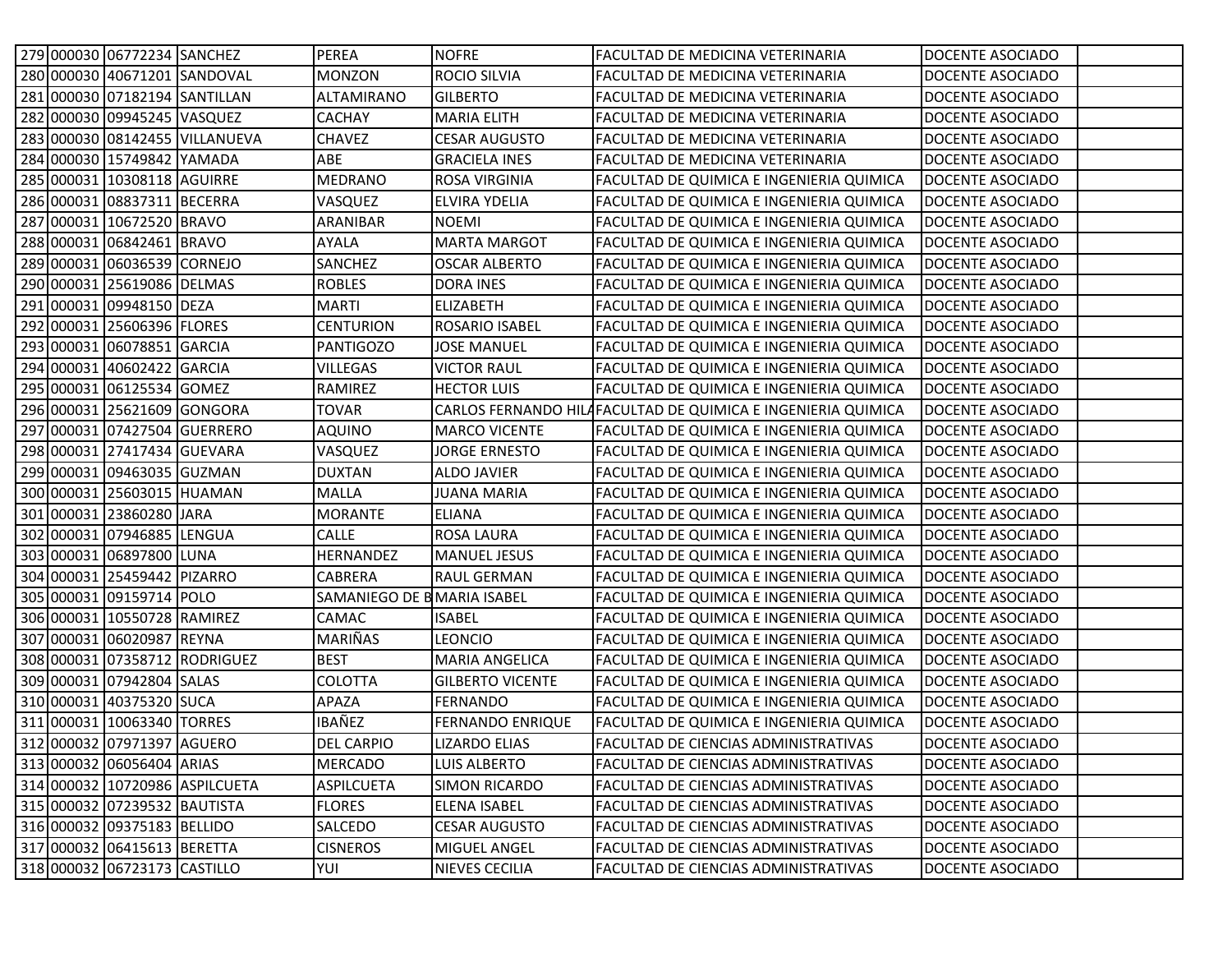| | | | | | | | | |
|---|---|---|---|---|---|---|---|---|
| 279 | 000030 | 06772234 | SANCHEZ | PEREA | NOFRE | FACULTAD DE MEDICINA VETERINARIA | DOCENTE ASOCIADO | |
| 280 | 000030 | 40671201 | SANDOVAL | MONZON | ROCIO SILVIA | FACULTAD DE MEDICINA VETERINARIA | DOCENTE ASOCIADO | |
| 281 | 000030 | 07182194 | SANTILLAN | ALTAMIRANO | GILBERTO | FACULTAD DE MEDICINA VETERINARIA | DOCENTE ASOCIADO | |
| 282 | 000030 | 09945245 | VASQUEZ | CACHAY | MARIA ELITH | FACULTAD DE MEDICINA VETERINARIA | DOCENTE ASOCIADO | |
| 283 | 000030 | 08142455 | VILLANUEVA | CHAVEZ | CESAR AUGUSTO | FACULTAD DE MEDICINA VETERINARIA | DOCENTE ASOCIADO | |
| 284 | 000030 | 15749842 | YAMADA | ABE | GRACIELA INES | FACULTAD DE MEDICINA VETERINARIA | DOCENTE ASOCIADO | |
| 285 | 000031 | 10308118 | AGUIRRE | MEDRANO | ROSA VIRGINIA | FACULTAD DE QUIMICA E INGENIERIA QUIMICA | DOCENTE ASOCIADO | |
| 286 | 000031 | 08837311 | BECERRA | VASQUEZ | ELVIRA YDELIA | FACULTAD DE QUIMICA E INGENIERIA QUIMICA | DOCENTE ASOCIADO | |
| 287 | 000031 | 10672520 | BRAVO | ARANIBAR | NOEMI | FACULTAD DE QUIMICA E INGENIERIA QUIMICA | DOCENTE ASOCIADO | |
| 288 | 000031 | 06842461 | BRAVO | AYALA | MARTA MARGOT | FACULTAD DE QUIMICA E INGENIERIA QUIMICA | DOCENTE ASOCIADO | |
| 289 | 000031 | 06036539 | CORNEJO | SANCHEZ | OSCAR ALBERTO | FACULTAD DE QUIMICA E INGENIERIA QUIMICA | DOCENTE ASOCIADO | |
| 290 | 000031 | 25619086 | DELMAS | ROBLES | DORA INES | FACULTAD DE QUIMICA E INGENIERIA QUIMICA | DOCENTE ASOCIADO | |
| 291 | 000031 | 09948150 | DEZA | MARTI | ELIZABETH | FACULTAD DE QUIMICA E INGENIERIA QUIMICA | DOCENTE ASOCIADO | |
| 292 | 000031 | 25606396 | FLORES | CENTURION | ROSARIO ISABEL | FACULTAD DE QUIMICA E INGENIERIA QUIMICA | DOCENTE ASOCIADO | |
| 293 | 000031 | 06078851 | GARCIA | PANTIGOZO | JOSE MANUEL | FACULTAD DE QUIMICA E INGENIERIA QUIMICA | DOCENTE ASOCIADO | |
| 294 | 000031 | 40602422 | GARCIA | VILLEGAS | VICTOR RAUL | FACULTAD DE QUIMICA E INGENIERIA QUIMICA | DOCENTE ASOCIADO | |
| 295 | 000031 | 06125534 | GOMEZ | RAMIREZ | HECTOR LUIS | FACULTAD DE QUIMICA E INGENIERIA QUIMICA | DOCENTE ASOCIADO | |
| 296 | 000031 | 25621609 | GONGORA | TOVAR | CARLOS FERNANDO HIL | FACULTAD DE QUIMICA E INGENIERIA QUIMICA | DOCENTE ASOCIADO | |
| 297 | 000031 | 07427504 | GUERRERO | AQUINO | MARCO VICENTE | FACULTAD DE QUIMICA E INGENIERIA QUIMICA | DOCENTE ASOCIADO | |
| 298 | 000031 | 27417434 | GUEVARA | VASQUEZ | JORGE ERNESTO | FACULTAD DE QUIMICA E INGENIERIA QUIMICA | DOCENTE ASOCIADO | |
| 299 | 000031 | 09463035 | GUZMAN | DUXTAN | ALDO JAVIER | FACULTAD DE QUIMICA E INGENIERIA QUIMICA | DOCENTE ASOCIADO | |
| 300 | 000031 | 25603015 | HUAMAN | MALLA | JUANA MARIA | FACULTAD DE QUIMICA E INGENIERIA QUIMICA | DOCENTE ASOCIADO | |
| 301 | 000031 | 23860280 | JARA | MORANTE | ELIANA | FACULTAD DE QUIMICA E INGENIERIA QUIMICA | DOCENTE ASOCIADO | |
| 302 | 000031 | 07946885 | LENGUA | CALLE | ROSA LAURA | FACULTAD DE QUIMICA E INGENIERIA QUIMICA | DOCENTE ASOCIADO | |
| 303 | 000031 | 06897800 | LUNA | HERNANDEZ | MANUEL JESUS | FACULTAD DE QUIMICA E INGENIERIA QUIMICA | DOCENTE ASOCIADO | |
| 304 | 000031 | 25459442 | PIZARRO | CABRERA | RAUL GERMAN | FACULTAD DE QUIMICA E INGENIERIA QUIMICA | DOCENTE ASOCIADO | |
| 305 | 000031 | 09159714 | POLO | SAMANIEGO DE B | MARIA ISABEL | FACULTAD DE QUIMICA E INGENIERIA QUIMICA | DOCENTE ASOCIADO | |
| 306 | 000031 | 10550728 | RAMIREZ | CAMAC | ISABEL | FACULTAD DE QUIMICA E INGENIERIA QUIMICA | DOCENTE ASOCIADO | |
| 307 | 000031 | 06020987 | REYNA | MARIÑAS | LEONCIO | FACULTAD DE QUIMICA E INGENIERIA QUIMICA | DOCENTE ASOCIADO | |
| 308 | 000031 | 07358712 | RODRIGUEZ | BEST | MARIA ANGELICA | FACULTAD DE QUIMICA E INGENIERIA QUIMICA | DOCENTE ASOCIADO | |
| 309 | 000031 | 07942804 | SALAS | COLOTTA | GILBERTO VICENTE | FACULTAD DE QUIMICA E INGENIERIA QUIMICA | DOCENTE ASOCIADO | |
| 310 | 000031 | 40375320 | SUCA | APAZA | FERNANDO | FACULTAD DE QUIMICA E INGENIERIA QUIMICA | DOCENTE ASOCIADO | |
| 311 | 000031 | 10063340 | TORRES | IBAÑEZ | FERNANDO ENRIQUE | FACULTAD DE QUIMICA E INGENIERIA QUIMICA | DOCENTE ASOCIADO | |
| 312 | 000032 | 07971397 | AGUERO | DEL CARPIO | LIZARDO ELIAS | FACULTAD DE CIENCIAS ADMINISTRATIVAS | DOCENTE ASOCIADO | |
| 313 | 000032 | 06056404 | ARIAS | MERCADO | LUIS ALBERTO | FACULTAD DE CIENCIAS ADMINISTRATIVAS | DOCENTE ASOCIADO | |
| 314 | 000032 | 10720986 | ASPILCUETA | ASPILCUETA | SIMON RICARDO | FACULTAD DE CIENCIAS ADMINISTRATIVAS | DOCENTE ASOCIADO | |
| 315 | 000032 | 07239532 | BAUTISTA | FLORES | ELENA ISABEL | FACULTAD DE CIENCIAS ADMINISTRATIVAS | DOCENTE ASOCIADO | |
| 316 | 000032 | 09375183 | BELLIDO | SALCEDO | CESAR AUGUSTO | FACULTAD DE CIENCIAS ADMINISTRATIVAS | DOCENTE ASOCIADO | |
| 317 | 000032 | 06415613 | BERETTA | CISNEROS | MIGUEL ANGEL | FACULTAD DE CIENCIAS ADMINISTRATIVAS | DOCENTE ASOCIADO | |
| 318 | 000032 | 06723173 | CASTILLO | YUI | NIEVES CECILIA | FACULTAD DE CIENCIAS ADMINISTRATIVAS | DOCENTE ASOCIADO | |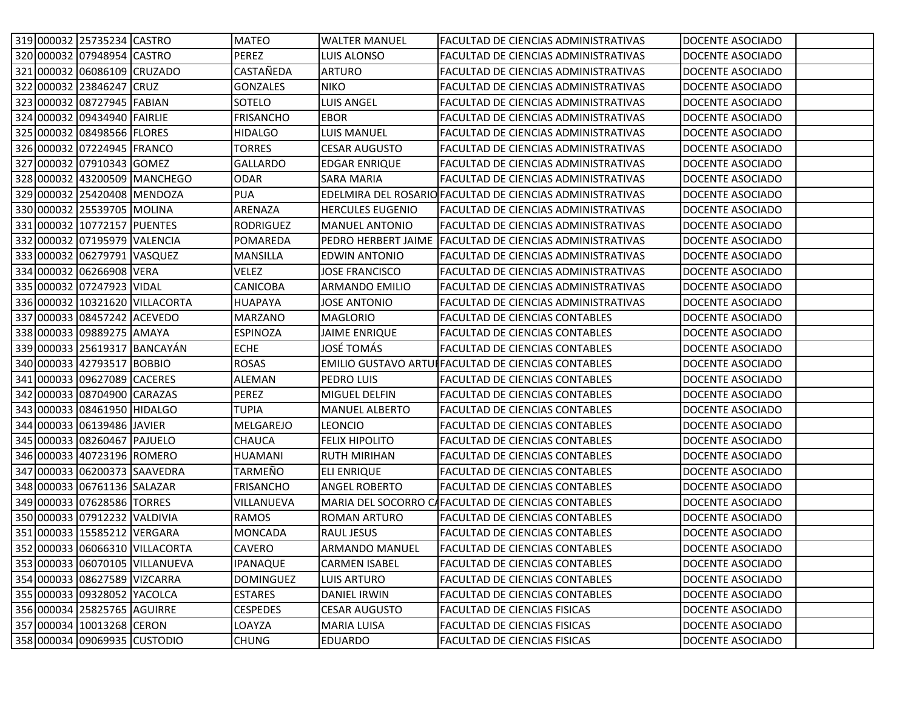| | | | | | | | | |
|---|---|---|---|---|---|---|---|---|
| 319 | 000032 | 25735234 | CASTRO | MATEO | WALTER MANUEL | FACULTAD DE CIENCIAS ADMINISTRATIVAS | DOCENTE ASOCIADO | |
| 320 | 000032 | 07948954 | CASTRO | PEREZ | LUIS ALONSO | FACULTAD DE CIENCIAS ADMINISTRATIVAS | DOCENTE ASOCIADO | |
| 321 | 000032 | 06086109 | CRUZADO | CASTAÑEDA | ARTURO | FACULTAD DE CIENCIAS ADMINISTRATIVAS | DOCENTE ASOCIADO | |
| 322 | 000032 | 23846247 | CRUZ | GONZALES | NIKO | FACULTAD DE CIENCIAS ADMINISTRATIVAS | DOCENTE ASOCIADO | |
| 323 | 000032 | 08727945 | FABIAN | SOTELO | LUIS ANGEL | FACULTAD DE CIENCIAS ADMINISTRATIVAS | DOCENTE ASOCIADO | |
| 324 | 000032 | 09434940 | FAIRLIE | FRISANCHO | EBOR | FACULTAD DE CIENCIAS ADMINISTRATIVAS | DOCENTE ASOCIADO | |
| 325 | 000032 | 08498566 | FLORES | HIDALGO | LUIS MANUEL | FACULTAD DE CIENCIAS ADMINISTRATIVAS | DOCENTE ASOCIADO | |
| 326 | 000032 | 07224945 | FRANCO | TORRES | CESAR AUGUSTO | FACULTAD DE CIENCIAS ADMINISTRATIVAS | DOCENTE ASOCIADO | |
| 327 | 000032 | 07910343 | GOMEZ | GALLARDO | EDGAR ENRIQUE | FACULTAD DE CIENCIAS ADMINISTRATIVAS | DOCENTE ASOCIADO | |
| 328 | 000032 | 43200509 | MANCHEGO | ODAR | SARA MARIA | FACULTAD DE CIENCIAS ADMINISTRATIVAS | DOCENTE ASOCIADO | |
| 329 | 000032 | 25420408 | MENDOZA | PUA | EDELMIRA DEL ROSARIO | FACULTAD DE CIENCIAS ADMINISTRATIVAS | DOCENTE ASOCIADO | |
| 330 | 000032 | 25539705 | MOLINA | ARENAZA | HERCULES EUGENIO | FACULTAD DE CIENCIAS ADMINISTRATIVAS | DOCENTE ASOCIADO | |
| 331 | 000032 | 10772157 | PUENTES | RODRIGUEZ | MANUEL ANTONIO | FACULTAD DE CIENCIAS ADMINISTRATIVAS | DOCENTE ASOCIADO | |
| 332 | 000032 | 07195979 | VALENCIA | POMAREDA | PEDRO HERBERT JAIME | FACULTAD DE CIENCIAS ADMINISTRATIVAS | DOCENTE ASOCIADO | |
| 333 | 000032 | 06279791 | VASQUEZ | MANSILLA | EDWIN ANTONIO | FACULTAD DE CIENCIAS ADMINISTRATIVAS | DOCENTE ASOCIADO | |
| 334 | 000032 | 06266908 | VERA | VELEZ | JOSE FRANCISCO | FACULTAD DE CIENCIAS ADMINISTRATIVAS | DOCENTE ASOCIADO | |
| 335 | 000032 | 07247923 | VIDAL | CANICOBA | ARMANDO EMILIO | FACULTAD DE CIENCIAS ADMINISTRATIVAS | DOCENTE ASOCIADO | |
| 336 | 000032 | 10321620 | VILLACORTA | HUAPAYA | JOSE ANTONIO | FACULTAD DE CIENCIAS ADMINISTRATIVAS | DOCENTE ASOCIADO | |
| 337 | 000033 | 08457242 | ACEVEDO | MARZANO | MAGLORIO | FACULTAD DE CIENCIAS CONTABLES | DOCENTE ASOCIADO | |
| 338 | 000033 | 09889275 | AMAYA | ESPINOZA | JAIME ENRIQUE | FACULTAD DE CIENCIAS CONTABLES | DOCENTE ASOCIADO | |
| 339 | 000033 | 25619317 | BANCAYÁN | ECHE | JOSÉ TOMÁS | FACULTAD DE CIENCIAS CONTABLES | DOCENTE ASOCIADO | |
| 340 | 000033 | 42793517 | BOBBIO | ROSAS | EMILIO GUSTAVO ARTUI | FACULTAD DE CIENCIAS CONTABLES | DOCENTE ASOCIADO | |
| 341 | 000033 | 09627089 | CACERES | ALEMAN | PEDRO LUIS | FACULTAD DE CIENCIAS CONTABLES | DOCENTE ASOCIADO | |
| 342 | 000033 | 08704900 | CARAZAS | PEREZ | MIGUEL DELFIN | FACULTAD DE CIENCIAS CONTABLES | DOCENTE ASOCIADO | |
| 343 | 000033 | 08461950 | HIDALGO | TUPIA | MANUEL ALBERTO | FACULTAD DE CIENCIAS CONTABLES | DOCENTE ASOCIADO | |
| 344 | 000033 | 06139486 | JAVIER | MELGAREJO | LEONCIO | FACULTAD DE CIENCIAS CONTABLES | DOCENTE ASOCIADO | |
| 345 | 000033 | 08260467 | PAJUELO | CHAUCA | FELIX HIPOLITO | FACULTAD DE CIENCIAS CONTABLES | DOCENTE ASOCIADO | |
| 346 | 000033 | 40723196 | ROMERO | HUAMANI | RUTH MIRIHAN | FACULTAD DE CIENCIAS CONTABLES | DOCENTE ASOCIADO | |
| 347 | 000033 | 06200373 | SAAVEDRA | TARMEÑO | ELI ENRIQUE | FACULTAD DE CIENCIAS CONTABLES | DOCENTE ASOCIADO | |
| 348 | 000033 | 06761136 | SALAZAR | FRISANCHO | ANGEL ROBERTO | FACULTAD DE CIENCIAS CONTABLES | DOCENTE ASOCIADO | |
| 349 | 000033 | 07628586 | TORRES | VILLANUEVA | MARIA DEL SOCORRO CA | FACULTAD DE CIENCIAS CONTABLES | DOCENTE ASOCIADO | |
| 350 | 000033 | 07912232 | VALDIVIA | RAMOS | ROMAN ARTURO | FACULTAD DE CIENCIAS CONTABLES | DOCENTE ASOCIADO | |
| 351 | 000033 | 15585212 | VERGARA | MONCADA | RAUL JESUS | FACULTAD DE CIENCIAS CONTABLES | DOCENTE ASOCIADO | |
| 352 | 000033 | 06066310 | VILLACORTA | CAVERO | ARMANDO MANUEL | FACULTAD DE CIENCIAS CONTABLES | DOCENTE ASOCIADO | |
| 353 | 000033 | 06070105 | VILLANUEVA | IPANAQUE | CARMEN ISABEL | FACULTAD DE CIENCIAS CONTABLES | DOCENTE ASOCIADO | |
| 354 | 000033 | 08627589 | VIZCARRA | DOMINGUEZ | LUIS ARTURO | FACULTAD DE CIENCIAS CONTABLES | DOCENTE ASOCIADO | |
| 355 | 000033 | 09328052 | YACOLCA | ESTARES | DANIEL IRWIN | FACULTAD DE CIENCIAS CONTABLES | DOCENTE ASOCIADO | |
| 356 | 000034 | 25825765 | AGUIRRE | CESPEDES | CESAR AUGUSTO | FACULTAD DE CIENCIAS FISICAS | DOCENTE ASOCIADO | |
| 357 | 000034 | 10013268 | CERON | LOAYZA | MARIA LUISA | FACULTAD DE CIENCIAS FISICAS | DOCENTE ASOCIADO | |
| 358 | 000034 | 09069935 | CUSTODIO | CHUNG | EDUARDO | FACULTAD DE CIENCIAS FISICAS | DOCENTE ASOCIADO | |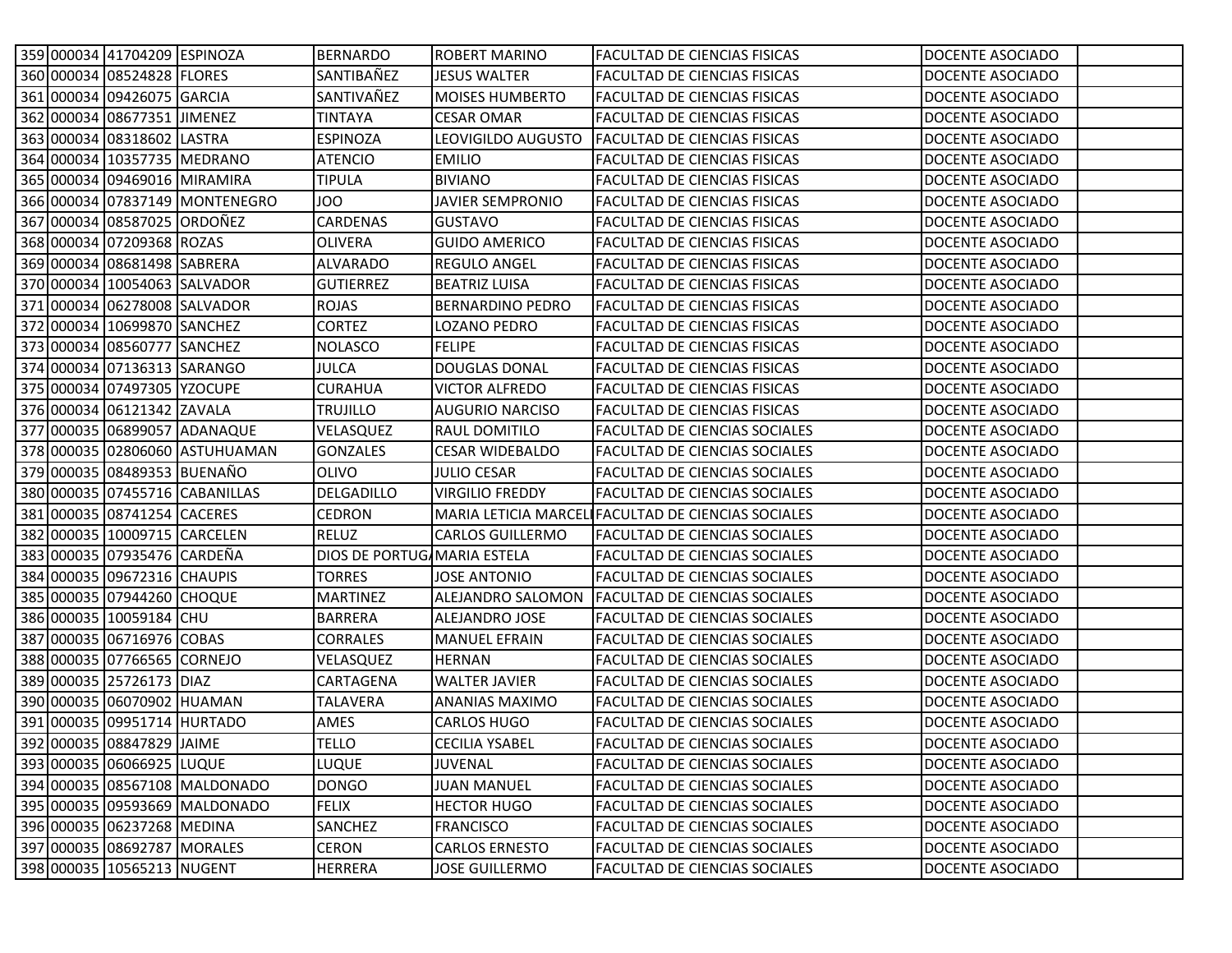| | | | | | | | | |
|---|---|---|---|---|---|---|---|---|
| 359 | 000034 | 41704209 | ESPINOZA | BERNARDO | ROBERT MARINO | FACULTAD DE CIENCIAS FISICAS | DOCENTE ASOCIADO | |
| 360 | 000034 | 08524828 | FLORES | SANTIBAÑEZ | JESUS WALTER | FACULTAD DE CIENCIAS FISICAS | DOCENTE ASOCIADO | |
| 361 | 000034 | 09426075 | GARCIA | SANTIVAÑEZ | MOISES HUMBERTO | FACULTAD DE CIENCIAS FISICAS | DOCENTE ASOCIADO | |
| 362 | 000034 | 08677351 | JIMENEZ | TINTAYA | CESAR OMAR | FACULTAD DE CIENCIAS FISICAS | DOCENTE ASOCIADO | |
| 363 | 000034 | 08318602 | LASTRA | ESPINOZA | LEOVIGILDO AUGUSTO | FACULTAD DE CIENCIAS FISICAS | DOCENTE ASOCIADO | |
| 364 | 000034 | 10357735 | MEDRANO | ATENCIO | EMILIO | FACULTAD DE CIENCIAS FISICAS | DOCENTE ASOCIADO | |
| 365 | 000034 | 09469016 | MIRAMIRA | TIPULA | BIVIANO | FACULTAD DE CIENCIAS FISICAS | DOCENTE ASOCIADO | |
| 366 | 000034 | 07837149 | MONTENEGRO | JOO | JAVIER SEMPRONIO | FACULTAD DE CIENCIAS FISICAS | DOCENTE ASOCIADO | |
| 367 | 000034 | 08587025 | ORDOÑEZ | CARDENAS | GUSTAVO | FACULTAD DE CIENCIAS FISICAS | DOCENTE ASOCIADO | |
| 368 | 000034 | 07209368 | ROZAS | OLIVERA | GUIDO AMERICO | FACULTAD DE CIENCIAS FISICAS | DOCENTE ASOCIADO | |
| 369 | 000034 | 08681498 | SABRERA | ALVARADO | REGULO ANGEL | FACULTAD DE CIENCIAS FISICAS | DOCENTE ASOCIADO | |
| 370 | 000034 | 10054063 | SALVADOR | GUTIERREZ | BEATRIZ LUISA | FACULTAD DE CIENCIAS FISICAS | DOCENTE ASOCIADO | |
| 371 | 000034 | 06278008 | SALVADOR | ROJAS | BERNARDINO PEDRO | FACULTAD DE CIENCIAS FISICAS | DOCENTE ASOCIADO | |
| 372 | 000034 | 10699870 | SANCHEZ | CORTEZ | LOZANO PEDRO | FACULTAD DE CIENCIAS FISICAS | DOCENTE ASOCIADO | |
| 373 | 000034 | 08560777 | SANCHEZ | NOLASCO | FELIPE | FACULTAD DE CIENCIAS FISICAS | DOCENTE ASOCIADO | |
| 374 | 000034 | 07136313 | SARANGO | JULCA | DOUGLAS DONAL | FACULTAD DE CIENCIAS FISICAS | DOCENTE ASOCIADO | |
| 375 | 000034 | 07497305 | YZOCUPE | CURAHUA | VICTOR ALFREDO | FACULTAD DE CIENCIAS FISICAS | DOCENTE ASOCIADO | |
| 376 | 000034 | 06121342 | ZAVALA | TRUJILLO | AUGURIO NARCISO | FACULTAD DE CIENCIAS FISICAS | DOCENTE ASOCIADO | |
| 377 | 000035 | 06899057 | ADANAQUE | VELASQUEZ | RAUL DOMITILO | FACULTAD DE CIENCIAS SOCIALES | DOCENTE ASOCIADO | |
| 378 | 000035 | 02806060 | ASTUHUAMAN | GONZALES | CESAR WIDEBALDO | FACULTAD DE CIENCIAS SOCIALES | DOCENTE ASOCIADO | |
| 379 | 000035 | 08489353 | BUENAÑO | OLIVO | JULIO CESAR | FACULTAD DE CIENCIAS SOCIALES | DOCENTE ASOCIADO | |
| 380 | 000035 | 07455716 | CABANILLAS | DELGADILLO | VIRGILIO FREDDY | FACULTAD DE CIENCIAS SOCIALES | DOCENTE ASOCIADO | |
| 381 | 000035 | 08741254 | CACERES | CEDRON | MARIA LETICIA MARCELI | FACULTAD DE CIENCIAS SOCIALES | DOCENTE ASOCIADO | |
| 382 | 000035 | 10009715 | CARCELEN | RELUZ | CARLOS GUILLERMO | FACULTAD DE CIENCIAS SOCIALES | DOCENTE ASOCIADO | |
| 383 | 000035 | 07935476 | CARDEÑA | DIOS DE PORTUGA | MARIA ESTELA | FACULTAD DE CIENCIAS SOCIALES | DOCENTE ASOCIADO | |
| 384 | 000035 | 09672316 | CHAUPIS | TORRES | JOSE ANTONIO | FACULTAD DE CIENCIAS SOCIALES | DOCENTE ASOCIADO | |
| 385 | 000035 | 07944260 | CHOQUE | MARTINEZ | ALEJANDRO SALOMON | FACULTAD DE CIENCIAS SOCIALES | DOCENTE ASOCIADO | |
| 386 | 000035 | 10059184 | CHU | BARRERA | ALEJANDRO JOSE | FACULTAD DE CIENCIAS SOCIALES | DOCENTE ASOCIADO | |
| 387 | 000035 | 06716976 | COBAS | CORRALES | MANUEL EFRAIN | FACULTAD DE CIENCIAS SOCIALES | DOCENTE ASOCIADO | |
| 388 | 000035 | 07766565 | CORNEJO | VELASQUEZ | HERNAN | FACULTAD DE CIENCIAS SOCIALES | DOCENTE ASOCIADO | |
| 389 | 000035 | 25726173 | DIAZ | CARTAGENA | WALTER JAVIER | FACULTAD DE CIENCIAS SOCIALES | DOCENTE ASOCIADO | |
| 390 | 000035 | 06070902 | HUAMAN | TALAVERA | ANANIAS MAXIMO | FACULTAD DE CIENCIAS SOCIALES | DOCENTE ASOCIADO | |
| 391 | 000035 | 09951714 | HURTADO | AMES | CARLOS HUGO | FACULTAD DE CIENCIAS SOCIALES | DOCENTE ASOCIADO | |
| 392 | 000035 | 08847829 | JAIME | TELLO | CECILIA YSABEL | FACULTAD DE CIENCIAS SOCIALES | DOCENTE ASOCIADO | |
| 393 | 000035 | 06066925 | LUQUE | LUQUE | JUVENAL | FACULTAD DE CIENCIAS SOCIALES | DOCENTE ASOCIADO | |
| 394 | 000035 | 08567108 | MALDONADO | DONGO | JUAN MANUEL | FACULTAD DE CIENCIAS SOCIALES | DOCENTE ASOCIADO | |
| 395 | 000035 | 09593669 | MALDONADO | FELIX | HECTOR HUGO | FACULTAD DE CIENCIAS SOCIALES | DOCENTE ASOCIADO | |
| 396 | 000035 | 06237268 | MEDINA | SANCHEZ | FRANCISCO | FACULTAD DE CIENCIAS SOCIALES | DOCENTE ASOCIADO | |
| 397 | 000035 | 08692787 | MORALES | CERON | CARLOS ERNESTO | FACULTAD DE CIENCIAS SOCIALES | DOCENTE ASOCIADO | |
| 398 | 000035 | 10565213 | NUGENT | HERRERA | JOSE GUILLERMO | FACULTAD DE CIENCIAS SOCIALES | DOCENTE ASOCIADO | |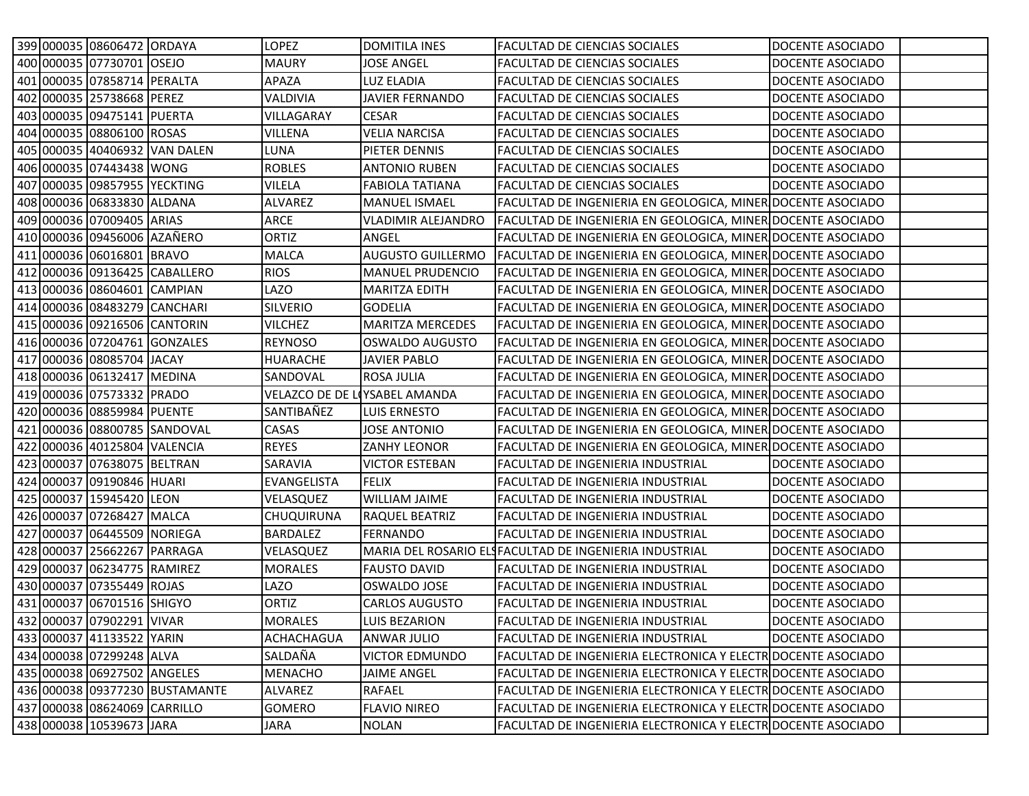| | | | | | | | | |
|---|---|---|---|---|---|---|---|---|
| 399 | 000035 | 08606472 | ORDAYA | LOPEZ | DOMITILA INES | FACULTAD DE CIENCIAS SOCIALES | DOCENTE ASOCIADO | |
| 400 | 000035 | 07730701 | OSEJO | MAURY | JOSE ANGEL | FACULTAD DE CIENCIAS SOCIALES | DOCENTE ASOCIADO | |
| 401 | 000035 | 07858714 | PERALTA | APAZA | LUZ ELADIA | FACULTAD DE CIENCIAS SOCIALES | DOCENTE ASOCIADO | |
| 402 | 000035 | 25738668 | PEREZ | VALDIVIA | JAVIER FERNANDO | FACULTAD DE CIENCIAS SOCIALES | DOCENTE ASOCIADO | |
| 403 | 000035 | 09475141 | PUERTA | VILLAGARAY | CESAR | FACULTAD DE CIENCIAS SOCIALES | DOCENTE ASOCIADO | |
| 404 | 000035 | 08806100 | ROSAS | VILLENA | VELIA NARCISA | FACULTAD DE CIENCIAS SOCIALES | DOCENTE ASOCIADO | |
| 405 | 000035 | 40406932 | VAN DALEN | LUNA | PIETER DENNIS | FACULTAD DE CIENCIAS SOCIALES | DOCENTE ASOCIADO | |
| 406 | 000035 | 07443438 | WONG | ROBLES | ANTONIO RUBEN | FACULTAD DE CIENCIAS SOCIALES | DOCENTE ASOCIADO | |
| 407 | 000035 | 09857955 | YECKTING | VILELA | FABIOLA TATIANA | FACULTAD DE CIENCIAS SOCIALES | DOCENTE ASOCIADO | |
| 408 | 000036 | 06833830 | ALDANA | ALVAREZ | MANUEL ISMAEL | FACULTAD DE INGENIERIA EN GEOLOGICA, MINER | DOCENTE ASOCIADO | |
| 409 | 000036 | 07009405 | ARIAS | ARCE | VLADIMIR ALEJANDRO | FACULTAD DE INGENIERIA EN GEOLOGICA, MINER | DOCENTE ASOCIADO | |
| 410 | 000036 | 09456006 | AZAÑERO | ORTIZ | ANGEL | FACULTAD DE INGENIERIA EN GEOLOGICA, MINER | DOCENTE ASOCIADO | |
| 411 | 000036 | 06016801 | BRAVO | MALCA | AUGUSTO GUILLERMO | FACULTAD DE INGENIERIA EN GEOLOGICA, MINER | DOCENTE ASOCIADO | |
| 412 | 000036 | 09136425 | CABALLERO | RIOS | MANUEL PRUDENCIO | FACULTAD DE INGENIERIA EN GEOLOGICA, MINER | DOCENTE ASOCIADO | |
| 413 | 000036 | 08604601 | CAMPIAN | LAZO | MARITZA EDITH | FACULTAD DE INGENIERIA EN GEOLOGICA, MINER | DOCENTE ASOCIADO | |
| 414 | 000036 | 08483279 | CANCHARI | SILVERIO | GODELIA | FACULTAD DE INGENIERIA EN GEOLOGICA, MINER | DOCENTE ASOCIADO | |
| 415 | 000036 | 09216506 | CANTORIN | VILCHEZ | MARITZA MERCEDES | FACULTAD DE INGENIERIA EN GEOLOGICA, MINER | DOCENTE ASOCIADO | |
| 416 | 000036 | 07204761 | GONZALES | REYNOSO | OSWALDO AUGUSTO | FACULTAD DE INGENIERIA EN GEOLOGICA, MINER | DOCENTE ASOCIADO | |
| 417 | 000036 | 08085704 | JACAY | HUARACHE | JAVIER PABLO | FACULTAD DE INGENIERIA EN GEOLOGICA, MINER | DOCENTE ASOCIADO | |
| 418 | 000036 | 06132417 | MEDINA | SANDOVAL | ROSA JULIA | FACULTAD DE INGENIERIA EN GEOLOGICA, MINER | DOCENTE ASOCIADO | |
| 419 | 000036 | 07573332 | PRADO | VELAZCO DE DE L | YSABEL AMANDA | FACULTAD DE INGENIERIA EN GEOLOGICA, MINER | DOCENTE ASOCIADO | |
| 420 | 000036 | 08859984 | PUENTE | SANTIBAÑEZ | LUIS ERNESTO | FACULTAD DE INGENIERIA EN GEOLOGICA, MINER | DOCENTE ASOCIADO | |
| 421 | 000036 | 08800785 | SANDOVAL | CASAS | JOSE ANTONIO | FACULTAD DE INGENIERIA EN GEOLOGICA, MINER | DOCENTE ASOCIADO | |
| 422 | 000036 | 40125804 | VALENCIA | REYES | ZANHY LEONOR | FACULTAD DE INGENIERIA EN GEOLOGICA, MINER | DOCENTE ASOCIADO | |
| 423 | 000037 | 07638075 | BELTRAN | SARAVIA | VICTOR ESTEBAN | FACULTAD DE INGENIERIA INDUSTRIAL | DOCENTE ASOCIADO | |
| 424 | 000037 | 09190846 | HUARI | EVANGELISTA | FELIX | FACULTAD DE INGENIERIA INDUSTRIAL | DOCENTE ASOCIADO | |
| 425 | 000037 | 15945420 | LEON | VELASQUEZ | WILLIAM JAIME | FACULTAD DE INGENIERIA INDUSTRIAL | DOCENTE ASOCIADO | |
| 426 | 000037 | 07268427 | MALCA | CHUQUIRUNA | RAQUEL BEATRIZ | FACULTAD DE INGENIERIA INDUSTRIAL | DOCENTE ASOCIADO | |
| 427 | 000037 | 06445509 | NORIEGA | BARDALEZ | FERNANDO | FACULTAD DE INGENIERIA INDUSTRIAL | DOCENTE ASOCIADO | |
| 428 | 000037 | 25662267 | PARRAGA | VELASQUEZ | MARIA DEL ROSARIO ELS | FACULTAD DE INGENIERIA INDUSTRIAL | DOCENTE ASOCIADO | |
| 429 | 000037 | 06234775 | RAMIREZ | MORALES | FAUSTO DAVID | FACULTAD DE INGENIERIA INDUSTRIAL | DOCENTE ASOCIADO | |
| 430 | 000037 | 07355449 | ROJAS | LAZO | OSWALDO JOSE | FACULTAD DE INGENIERIA INDUSTRIAL | DOCENTE ASOCIADO | |
| 431 | 000037 | 06701516 | SHIGYO | ORTIZ | CARLOS AUGUSTO | FACULTAD DE INGENIERIA INDUSTRIAL | DOCENTE ASOCIADO | |
| 432 | 000037 | 07902291 | VIVAR | MORALES | LUIS BEZARION | FACULTAD DE INGENIERIA INDUSTRIAL | DOCENTE ASOCIADO | |
| 433 | 000037 | 41133522 | YARIN | ACHACHAGUA | ANWAR JULIO | FACULTAD DE INGENIERIA INDUSTRIAL | DOCENTE ASOCIADO | |
| 434 | 000038 | 07299248 | ALVA | SALDAÑA | VICTOR EDMUNDO | FACULTAD DE INGENIERIA ELECTRONICA Y ELECTR | DOCENTE ASOCIADO | |
| 435 | 000038 | 06927502 | ANGELES | MENACHO | JAIME ANGEL | FACULTAD DE INGENIERIA ELECTRONICA Y ELECTR | DOCENTE ASOCIADO | |
| 436 | 000038 | 09377230 | BUSTAMANTE | ALVAREZ | RAFAEL | FACULTAD DE INGENIERIA ELECTRONICA Y ELECTR | DOCENTE ASOCIADO | |
| 437 | 000038 | 08624069 | CARRILLO | GOMERO | FLAVIO NIREO | FACULTAD DE INGENIERIA ELECTRONICA Y ELECTR | DOCENTE ASOCIADO | |
| 438 | 000038 | 10539673 | JARA | JARA | NOLAN | FACULTAD DE INGENIERIA ELECTRONICA Y ELECTR | DOCENTE ASOCIADO | |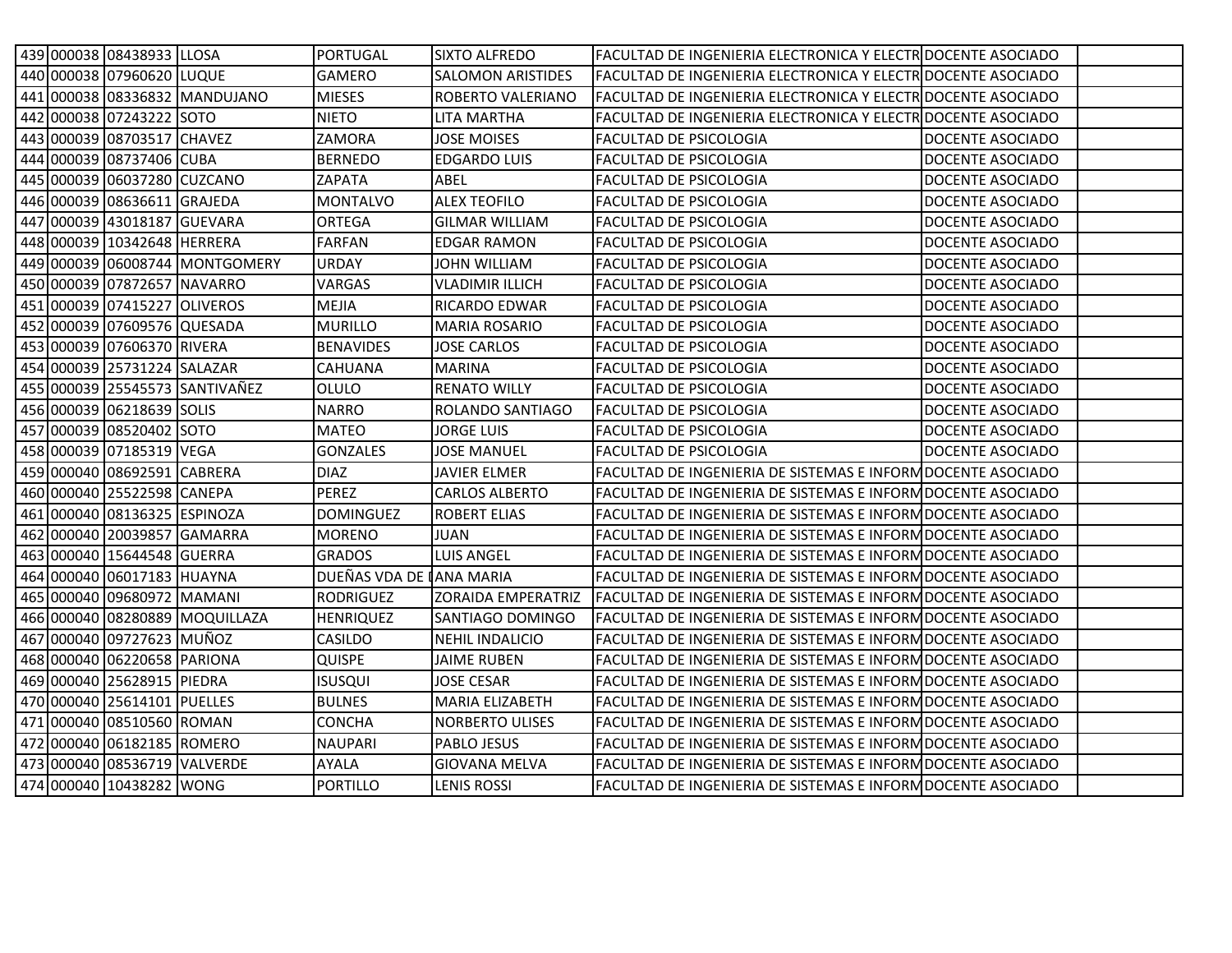| | | | | | | | | |
|---|---|---|---|---|---|---|---|---|
| 439 | 000038 | 08438933 | LLOSA | PORTUGAL | SIXTO ALFREDO | FACULTAD DE INGENIERIA ELECTRONICA Y ELECTR | DOCENTE ASOCIADO | |
| 440 | 000038 | 07960620 | LUQUE | GAMERO | SALOMON ARISTIDES | FACULTAD DE INGENIERIA ELECTRONICA Y ELECTR | DOCENTE ASOCIADO | |
| 441 | 000038 | 08336832 | MANDUJANO | MIESES | ROBERTO VALERIANO | FACULTAD DE INGENIERIA ELECTRONICA Y ELECTR | DOCENTE ASOCIADO | |
| 442 | 000038 | 07243222 | SOTO | NIETO | LITA MARTHA | FACULTAD DE INGENIERIA ELECTRONICA Y ELECTR | DOCENTE ASOCIADO | |
| 443 | 000039 | 08703517 | CHAVEZ | ZAMORA | JOSE MOISES | FACULTAD DE PSICOLOGIA | DOCENTE ASOCIADO | |
| 444 | 000039 | 08737406 | CUBA | BERNEDO | EDGARDO LUIS | FACULTAD DE PSICOLOGIA | DOCENTE ASOCIADO | |
| 445 | 000039 | 06037280 | CUZCANO | ZAPATA | ABEL | FACULTAD DE PSICOLOGIA | DOCENTE ASOCIADO | |
| 446 | 000039 | 08636611 | GRAJEDA | MONTALVO | ALEX TEOFILO | FACULTAD DE PSICOLOGIA | DOCENTE ASOCIADO | |
| 447 | 000039 | 43018187 | GUEVARA | ORTEGA | GILMAR WILLIAM | FACULTAD DE PSICOLOGIA | DOCENTE ASOCIADO | |
| 448 | 000039 | 10342648 | HERRERA | FARFAN | EDGAR RAMON | FACULTAD DE PSICOLOGIA | DOCENTE ASOCIADO | |
| 449 | 000039 | 06008744 | MONTGOMERY | URDAY | JOHN WILLIAM | FACULTAD DE PSICOLOGIA | DOCENTE ASOCIADO | |
| 450 | 000039 | 07872657 | NAVARRO | VARGAS | VLADIMIR ILLICH | FACULTAD DE PSICOLOGIA | DOCENTE ASOCIADO | |
| 451 | 000039 | 07415227 | OLIVEROS | MEJIA | RICARDO EDWAR | FACULTAD DE PSICOLOGIA | DOCENTE ASOCIADO | |
| 452 | 000039 | 07609576 | QUESADA | MURILLO | MARIA ROSARIO | FACULTAD DE PSICOLOGIA | DOCENTE ASOCIADO | |
| 453 | 000039 | 07606370 | RIVERA | BENAVIDES | JOSE CARLOS | FACULTAD DE PSICOLOGIA | DOCENTE ASOCIADO | |
| 454 | 000039 | 25731224 | SALAZAR | CAHUANA | MARINA | FACULTAD DE PSICOLOGIA | DOCENTE ASOCIADO | |
| 455 | 000039 | 25545573 | SANTIVAÑEZ | OLULO | RENATO WILLY | FACULTAD DE PSICOLOGIA | DOCENTE ASOCIADO | |
| 456 | 000039 | 06218639 | SOLIS | NARRO | ROLANDO SANTIAGO | FACULTAD DE PSICOLOGIA | DOCENTE ASOCIADO | |
| 457 | 000039 | 08520402 | SOTO | MATEO | JORGE LUIS | FACULTAD DE PSICOLOGIA | DOCENTE ASOCIADO | |
| 458 | 000039 | 07185319 | VEGA | GONZALES | JOSE MANUEL | FACULTAD DE PSICOLOGIA | DOCENTE ASOCIADO | |
| 459 | 000040 | 08692591 | CABRERA | DIAZ | JAVIER ELMER | FACULTAD DE INGENIERIA DE SISTEMAS E INFORM | DOCENTE ASOCIADO | |
| 460 | 000040 | 25522598 | CANEPA | PEREZ | CARLOS ALBERTO | FACULTAD DE INGENIERIA DE SISTEMAS E INFORM | DOCENTE ASOCIADO | |
| 461 | 000040 | 08136325 | ESPINOZA | DOMINGUEZ | ROBERT ELIAS | FACULTAD DE INGENIERIA DE SISTEMAS E INFORM | DOCENTE ASOCIADO | |
| 462 | 000040 | 20039857 | GAMARRA | MORENO | JUAN | FACULTAD DE INGENIERIA DE SISTEMAS E INFORM | DOCENTE ASOCIADO | |
| 463 | 000040 | 15644548 | GUERRA | GRADOS | LUIS ANGEL | FACULTAD DE INGENIERIA DE SISTEMAS E INFORM | DOCENTE ASOCIADO | |
| 464 | 000040 | 06017183 | HUAYNA | DUEÑAS VDA DE I | ANA MARIA | FACULTAD DE INGENIERIA DE SISTEMAS E INFORM | DOCENTE ASOCIADO | |
| 465 | 000040 | 09680972 | MAMANI | RODRIGUEZ | ZORAIDA EMPERATRIZ | FACULTAD DE INGENIERIA DE SISTEMAS E INFORM | DOCENTE ASOCIADO | |
| 466 | 000040 | 08280889 | MOQUILLAZA | HENRIQUEZ | SANTIAGO DOMINGO | FACULTAD DE INGENIERIA DE SISTEMAS E INFORM | DOCENTE ASOCIADO | |
| 467 | 000040 | 09727623 | MUÑOZ | CASILDO | NEHIL INDALICIO | FACULTAD DE INGENIERIA DE SISTEMAS E INFORM | DOCENTE ASOCIADO | |
| 468 | 000040 | 06220658 | PARIONA | QUISPE | JAIME RUBEN | FACULTAD DE INGENIERIA DE SISTEMAS E INFORM | DOCENTE ASOCIADO | |
| 469 | 000040 | 25628915 | PIEDRA | ISUSQUI | JOSE CESAR | FACULTAD DE INGENIERIA DE SISTEMAS E INFORM | DOCENTE ASOCIADO | |
| 470 | 000040 | 25614101 | PUELLES | BULNES | MARIA ELIZABETH | FACULTAD DE INGENIERIA DE SISTEMAS E INFORM | DOCENTE ASOCIADO | |
| 471 | 000040 | 08510560 | ROMAN | CONCHA | NORBERTO ULISES | FACULTAD DE INGENIERIA DE SISTEMAS E INFORM | DOCENTE ASOCIADO | |
| 472 | 000040 | 06182185 | ROMERO | NAUPARI | PABLO JESUS | FACULTAD DE INGENIERIA DE SISTEMAS E INFORM | DOCENTE ASOCIADO | |
| 473 | 000040 | 08536719 | VALVERDE | AYALA | GIOVANA MELVA | FACULTAD DE INGENIERIA DE SISTEMAS E INFORM | DOCENTE ASOCIADO | |
| 474 | 000040 | 10438282 | WONG | PORTILLO | LENIS ROSSI | FACULTAD DE INGENIERIA DE SISTEMAS E INFORM | DOCENTE ASOCIADO | |